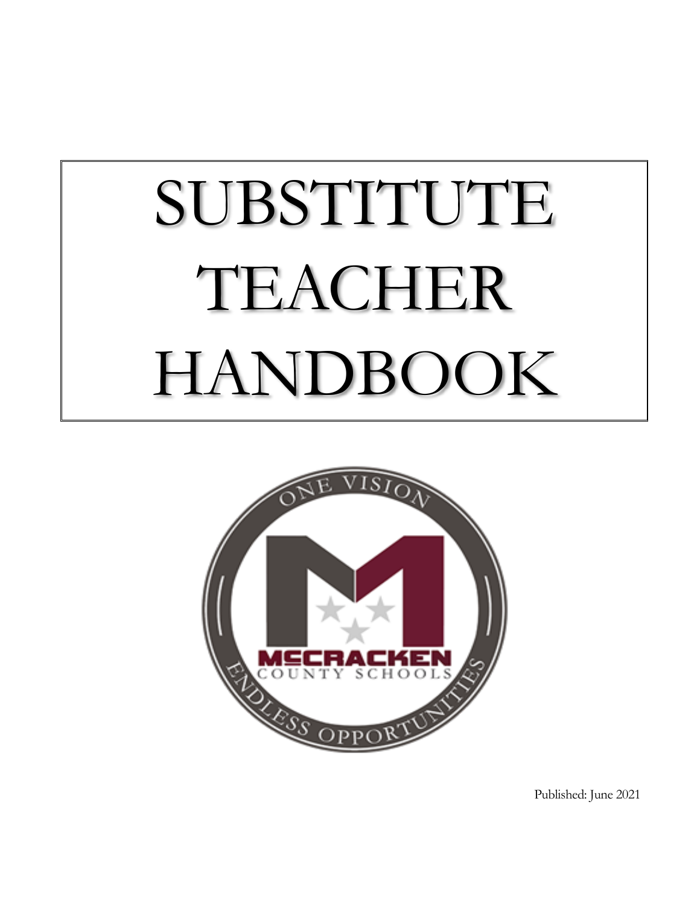# SUBSTITUTE TEACHER HANDBOOK

ONE VISION

McCRACKEN COUNTY SCHOOLS

ENDLESS OPPORTUNITIES

Published: June 2021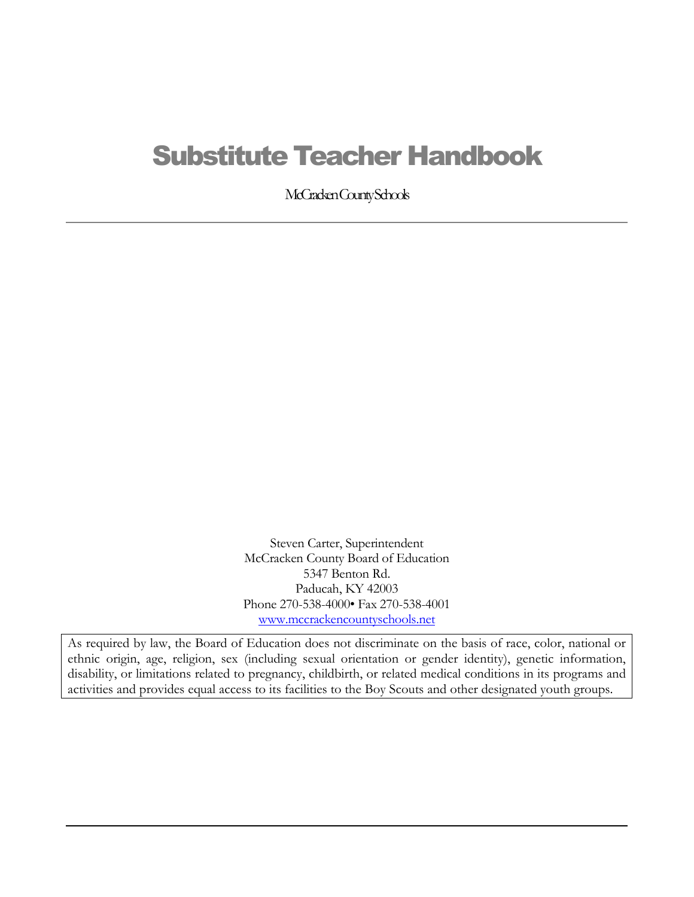# Substitute Teacher Handbook

McCracken County Schools

Steven Carter, Superintendent
McCracken County Board of Education
5347 Benton Rd.
Paducah, KY 42003
Phone 270-538-4000• Fax 270-538-4001
[www.mccrackencountyschools.net](http://www.mccrackencountyschools.net)

As required by law, the Board of Education does not discriminate on the basis of race, color, national or ethnic origin, age, religion, sex (including sexual orientation or gender identity), genetic information, disability, or limitations related to pregnancy, childbirth, or related medical conditions in its programs and activities and provides equal access to its facilities to the Boy Scouts and other designated youth groups.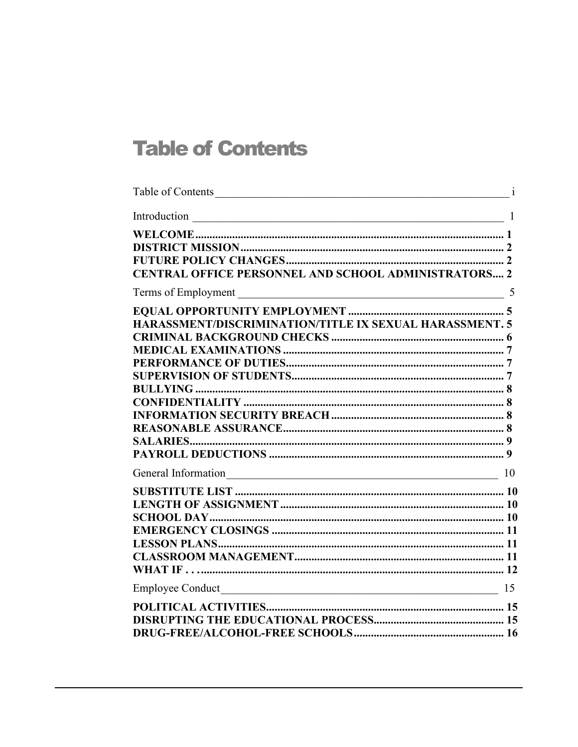# Table of Contents

Table of Contents ____________________________________________________ i

Introduction ________________________________________________________ 1

**WELCOME** ........................................................................................................ **1**
**DISTRICT MISSION** ......................................................................................... **2**
**FUTURE POLICY CHANGES** .......................................................................... **2**
**CENTRAL OFFICE PERSONNEL AND SCHOOL ADMINISTRATORS**.... **2**

Terms of Employment _______________________________________________ 5

**EQUAL OPPORTUNITY EMPLOYMENT** ...................................................... **5**
**HARASSMENT/DISCRIMINATION/TITLE IX SEXUAL HARASSMENT**. **5**
**CRIMINAL BACKGROUND CHECKS** ............................................................ **6**
**MEDICAL EXAMINATIONS** ............................................................................ **7**
**PERFORMANCE OF DUTIES** ........................................................................... **7**
**SUPERVISION OF STUDENTS** ......................................................................... **7**
**BULLYING** ........................................................................................................... **8**
**CONFIDENTIALITY** .......................................................................................... **8**
**INFORMATION SECURITY BREACH** ............................................................ **8**
**REASONABLE ASSURANCE** ............................................................................ **8**
**SALARIES** ............................................................................................................. **9**
**PAYROLL DEDUCTIONS** ................................................................................. **9**

General Information_______________________________________________ 10

**SUBSTITUTE LIST** ............................................................................................ **10**
**LENGTH OF ASSIGNMENT** ............................................................................ **10**
**SCHOOL DAY** ...................................................................................................... **10**
**EMERGENCY CLOSINGS** ................................................................................ **11**
**LESSON PLANS** .................................................................................................. **11**
**CLASSROOM MANAGEMENT** ....................................................................... **11**
**WHAT IF . . .** ......................................................................................................... **12**

Employee Conduct_________________________________________________ 15

**POLITICAL ACTIVITIES** .................................................................................. **15**
**DISRUPTING THE EDUCATIONAL PROCESS** ............................................. **15**
**DRUG-FREE/ALCOHOL-FREE SCHOOLS** .................................................... **16**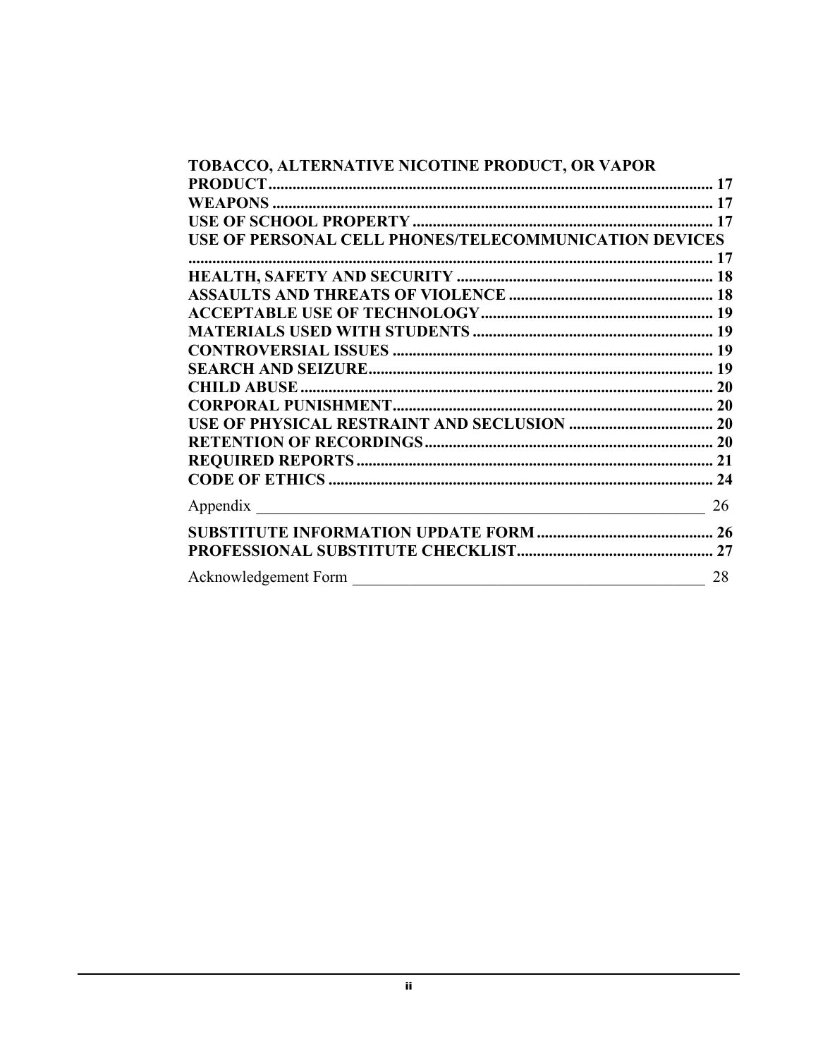**TOBACCO, ALTERNATIVE NICOTINE PRODUCT, OR VAPOR PRODUCT** ........ 17
**WEAPONS** ........ 17
**USE OF SCHOOL PROPERTY** ........ 17
**USE OF PERSONAL CELL PHONES/TELECOMMUNICATION DEVICES** ........ 17
**HEALTH, SAFETY AND SECURITY** ........ 18
**ASSAULTS AND THREATS OF VIOLENCE** ........ 18
**ACCEPTABLE USE OF TECHNOLOGY** ........ 19
**MATERIALS USED WITH STUDENTS** ........ 19
**CONTROVERSIAL ISSUES** ........ 19
**SEARCH AND SEIZURE** ........ 19
**CHILD ABUSE** ........ 20
**CORPORAL PUNISHMENT** ........ 20
**USE OF PHYSICAL RESTRAINT AND SECLUSION** ........ 20
**RETENTION OF RECORDINGS** ........ 20
**REQUIRED REPORTS** ........ 21
**CODE OF ETHICS** ........ 24

Appendix ________ 26

**SUBSTITUTE INFORMATION UPDATE FORM** ........ 26
**PROFESSIONAL SUBSTITUTE CHECKLIST** ........ 27

Acknowledgement Form ________ 28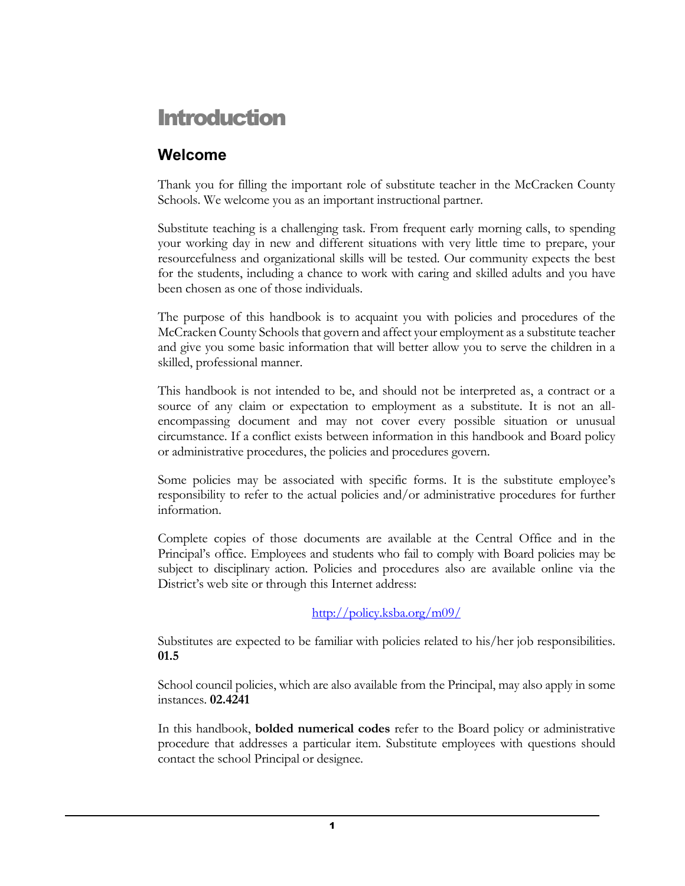# Introduction

## Welcome

Thank you for filling the important role of substitute teacher in the McCracken County Schools. We welcome you as an important instructional partner.

Substitute teaching is a challenging task. From frequent early morning calls, to spending your working day in new and different situations with very little time to prepare, your resourcefulness and organizational skills will be tested. Our community expects the best for the students, including a chance to work with caring and skilled adults and you have been chosen as one of those individuals.

The purpose of this handbook is to acquaint you with policies and procedures of the McCracken County Schools that govern and affect your employment as a substitute teacher and give you some basic information that will better allow you to serve the children in a skilled, professional manner.

This handbook is not intended to be, and should not be interpreted as, a contract or a source of any claim or expectation to employment as a substitute. It is not an all-encompassing document and may not cover every possible situation or unusual circumstance. If a conflict exists between information in this handbook and Board policy or administrative procedures, the policies and procedures govern.

Some policies may be associated with specific forms. It is the substitute employee's responsibility to refer to the actual policies and/or administrative procedures for further information.

Complete copies of those documents are available at the Central Office and in the Principal's office. Employees and students who fail to comply with Board policies may be subject to disciplinary action. Policies and procedures also are available online via the District's web site or through this Internet address:

http://policy.ksba.org/m09/

Substitutes are expected to be familiar with policies related to his/her job responsibilities. **01.5**

School council policies, which are also available from the Principal, may also apply in some instances. **02.4241**

In this handbook, **bolded numerical codes** refer to the Board policy or administrative procedure that addresses a particular item. Substitute employees with questions should contact the school Principal or designee.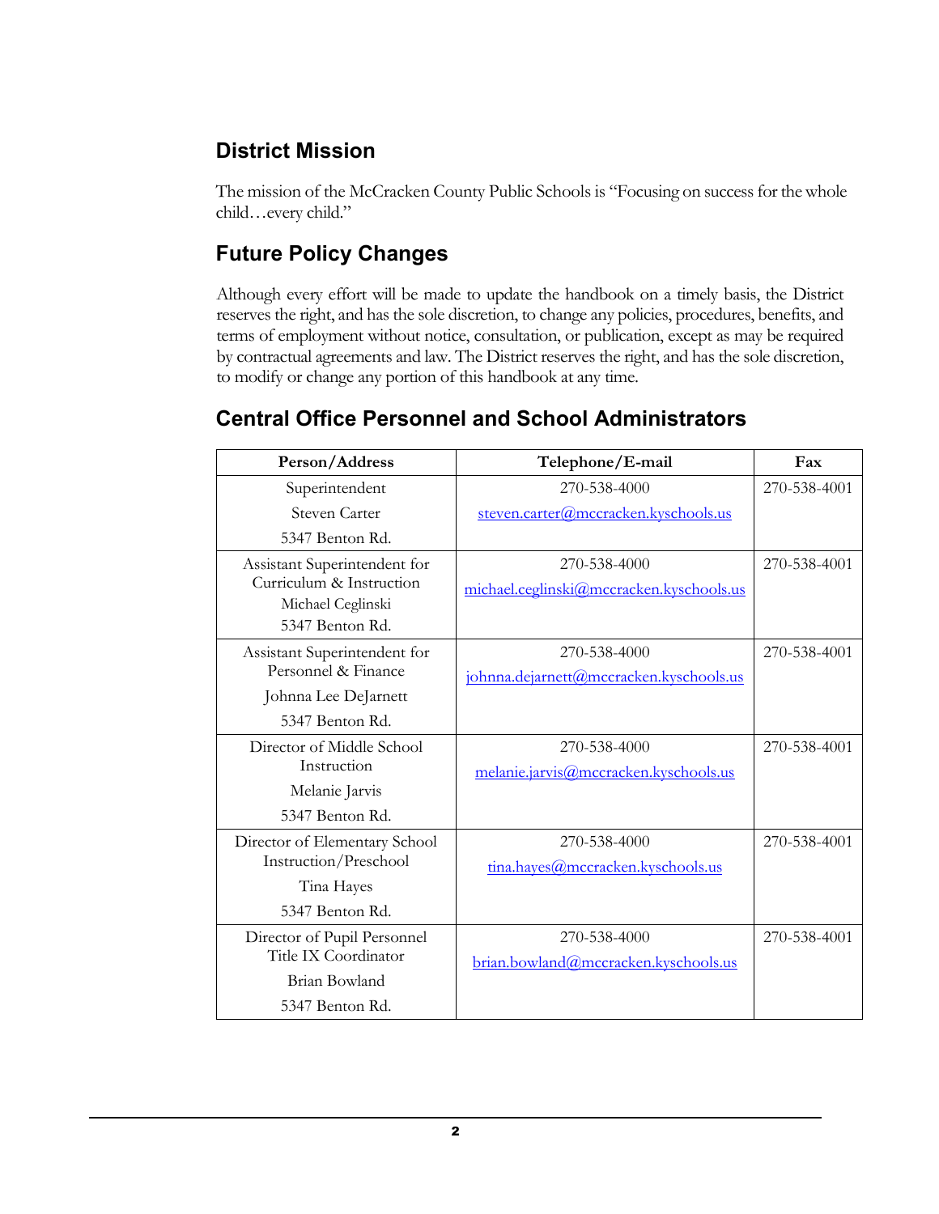## District Mission

The mission of the McCracken County Public Schools is "Focusing on success for the whole child…every child."

## Future Policy Changes

Although every effort will be made to update the handbook on a timely basis, the District reserves the right, and has the sole discretion, to change any policies, procedures, benefits, and terms of employment without notice, consultation, or publication, except as may be required by contractual agreements and law. The District reserves the right, and has the sole discretion, to modify or change any portion of this handbook at any time.

## Central Office Personnel and School Administrators

| Person/Address | Telephone/E-mail | Fax |
|---|---|---|
| Superintendent<br>Steven Carter<br>5347 Benton Rd. | 270-538-4000<br>steven.carter@mccracken.kyschools.us | 270-538-4001 |
| Assistant Superintendent for Curriculum & Instruction<br>Michael Ceglinski<br>5347 Benton Rd. | 270-538-4000<br>michael.ceglinski@mccracken.kyschools.us | 270-538-4001 |
| Assistant Superintendent for Personnel & Finance<br>Johnna Lee DeJarnett<br>5347 Benton Rd. | 270-538-4000<br>johnna.dejarnett@mccracken.kyschools.us | 270-538-4001 |
| Director of Middle School Instruction<br>Melanie Jarvis<br>5347 Benton Rd. | 270-538-4000<br>melanie.jarvis@mccracken.kyschools.us | 270-538-4001 |
| Director of Elementary School Instruction/Preschool<br>Tina Hayes<br>5347 Benton Rd. | 270-538-4000<br>tina.hayes@mccracken.kyschools.us | 270-538-4001 |
| Director of Pupil Personnel<br>Title IX Coordinator<br>Brian Bowland<br>5347 Benton Rd. | 270-538-4000<br>brian.bowland@mccracken.kyschools.us | 270-538-4001 |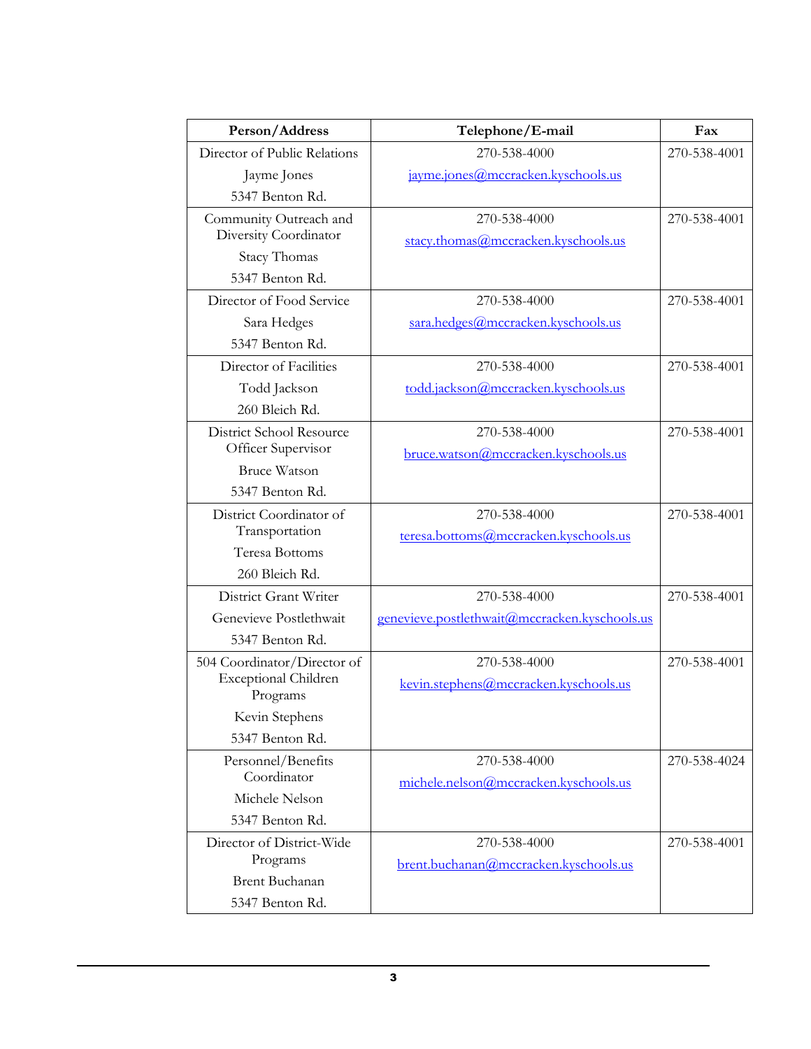| Person/Address | Telephone/E-mail | Fax |
|---|---|---|
| Director of Public Relations<br>Jayme Jones<br>5347 Benton Rd. | 270-538-4000<br>jayme.jones@mccracken.kyschools.us | 270-538-4001 |
| Community Outreach and Diversity Coordinator<br>Stacy Thomas<br>5347 Benton Rd. | 270-538-4000<br>stacy.thomas@mccracken.kyschools.us | 270-538-4001 |
| Director of Food Service<br>Sara Hedges<br>5347 Benton Rd. | 270-538-4000<br>sara.hedges@mccracken.kyschools.us | 270-538-4001 |
| Director of Facilities<br>Todd Jackson<br>260 Bleich Rd. | 270-538-4000<br>todd.jackson@mccracken.kyschools.us | 270-538-4001 |
| District School Resource Officer Supervisor<br>Bruce Watson<br>5347 Benton Rd. | 270-538-4000<br>bruce.watson@mccracken.kyschools.us | 270-538-4001 |
| District Coordinator of Transportation<br>Teresa Bottoms<br>260 Bleich Rd. | 270-538-4000<br>teresa.bottoms@mccracken.kyschools.us | 270-538-4001 |
| District Grant Writer<br>Genevieve Postlethwait<br>5347 Benton Rd. | 270-538-4000<br>genevieve.postlethwait@mccracken.kyschools.us | 270-538-4001 |
| 504 Coordinator/Director of Exceptional Children Programs<br>Kevin Stephens<br>5347 Benton Rd. | 270-538-4000<br>kevin.stephens@mccracken.kyschools.us | 270-538-4001 |
| Personnel/Benefits Coordinator<br>Michele Nelson<br>5347 Benton Rd. | 270-538-4000<br>michele.nelson@mccracken.kyschools.us | 270-538-4024 |
| Director of District-Wide Programs<br>Brent Buchanan<br>5347 Benton Rd. | 270-538-4000<br>brent.buchanan@mccracken.kyschools.us | 270-538-4001 |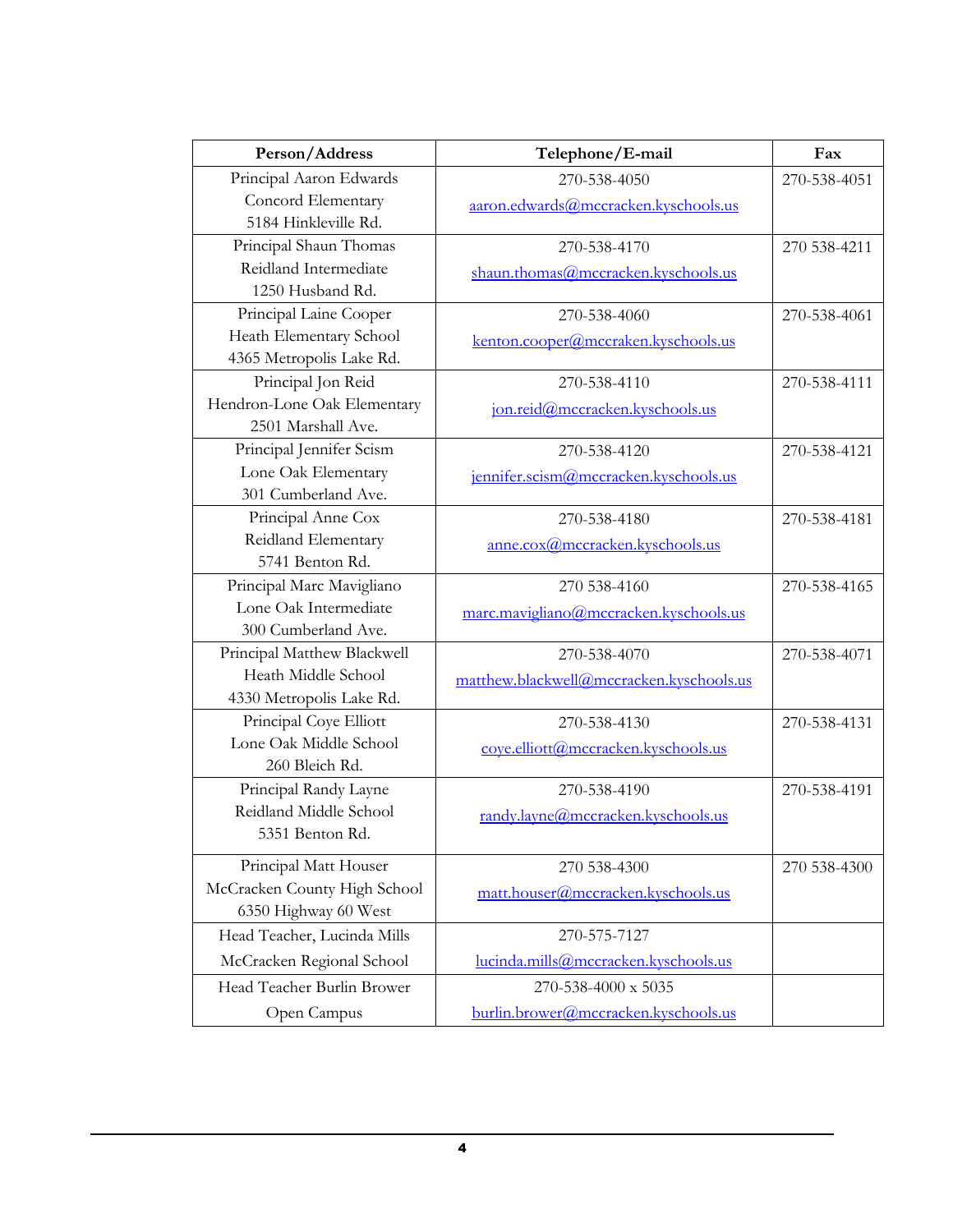| Person/Address | Telephone/E-mail | Fax |
|---|---|---|
| Principal Aaron Edwards<br>Concord Elementary<br>5184 Hinkleville Rd. | 270-538-4050<br>aaron.edwards@mccracken.kyschools.us | 270-538-4051 |
| Principal Shaun Thomas<br>Reidland Intermediate<br>1250 Husband Rd. | 270-538-4170<br>shaun.thomas@mccracken.kyschools.us | 270 538-4211 |
| Principal Laine Cooper<br>Heath Elementary School<br>4365 Metropolis Lake Rd. | 270-538-4060<br>kenton.cooper@mccraken.kyschools.us | 270-538-4061 |
| Principal Jon Reid<br>Hendron-Lone Oak Elementary<br>2501 Marshall Ave. | 270-538-4110<br>jon.reid@mccracken.kyschools.us | 270-538-4111 |
| Principal Jennifer Scism<br>Lone Oak Elementary<br>301 Cumberland Ave. | 270-538-4120<br>jennifer.scism@mccracken.kyschools.us | 270-538-4121 |
| Principal Anne Cox<br>Reidland Elementary<br>5741 Benton Rd. | 270-538-4180<br>anne.cox@mccracken.kyschools.us | 270-538-4181 |
| Principal Marc Mavigliano<br>Lone Oak Intermediate<br>300 Cumberland Ave. | 270 538-4160<br>marc.mavigliano@mccracken.kyschools.us | 270-538-4165 |
| Principal Matthew Blackwell<br>Heath Middle School<br>4330 Metropolis Lake Rd. | 270-538-4070<br>matthew.blackwell@mccracken.kyschools.us | 270-538-4071 |
| Principal Coye Elliott<br>Lone Oak Middle School<br>260 Bleich Rd. | 270-538-4130<br>coye.elliott@mccracken.kyschools.us | 270-538-4131 |
| Principal Randy Layne<br>Reidland Middle School<br>5351 Benton Rd. | 270-538-4190<br>randy.layne@mccracken.kyschools.us | 270-538-4191 |
| Principal Matt Houser<br>McCracken County High School<br>6350 Highway 60 West | 270 538-4300<br>matt.houser@mccracken.kyschools.us | 270 538-4300 |
| Head Teacher, Lucinda Mills<br>McCracken Regional School | 270-575-7127<br>lucinda.mills@mccracken.kyschools.us | |
| Head Teacher Burlin Brower<br>Open Campus | 270-538-4000 x 5035<br>burlin.brower@mccracken.kyschools.us | |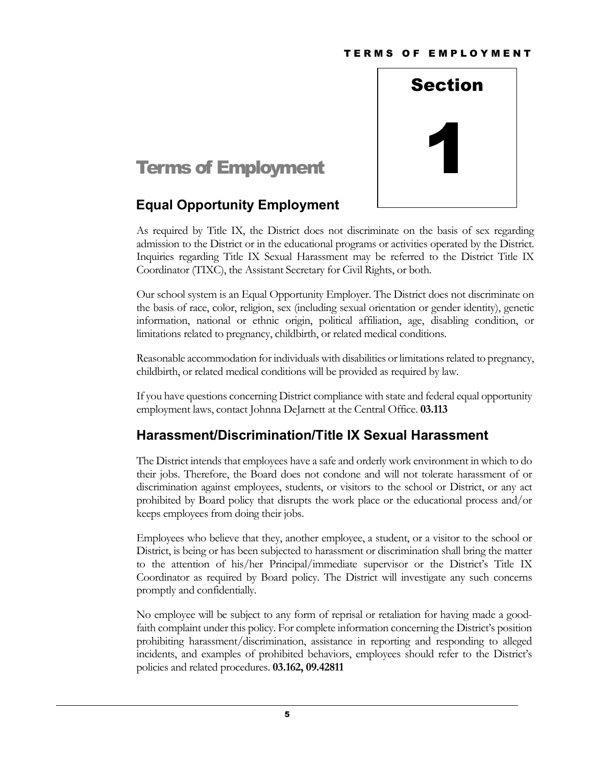Section 1

# Terms of Employment

## Equal Opportunity Employment

As required by Title IX, the District does not discriminate on the basis of sex regarding admission to the District or in the educational programs or activities operated by the District. Inquiries regarding Title IX Sexual Harassment may be referred to the District Title IX Coordinator (TIXC), the Assistant Secretary for Civil Rights, or both.

Our school system is an Equal Opportunity Employer. The District does not discriminate on the basis of race, color, religion, sex (including sexual orientation or gender identity), genetic information, national or ethnic origin, political affiliation, age, disabling condition, or limitations related to pregnancy, childbirth, or related medical conditions.

Reasonable accommodation for individuals with disabilities or limitations related to pregnancy, childbirth, or related medical conditions will be provided as required by law.

If you have questions concerning District compliance with state and federal equal opportunity employment laws, contact Johnna DeJarnett at the Central Office. **03.113**

## Harassment/Discrimination/Title IX Sexual Harassment

The District intends that employees have a safe and orderly work environment in which to do their jobs. Therefore, the Board does not condone and will not tolerate harassment of or discrimination against employees, students, or visitors to the school or District, or any act prohibited by Board policy that disrupts the work place or the educational process and/or keeps employees from doing their jobs.

Employees who believe that they, another employee, a student, or a visitor to the school or District, is being or has been subjected to harassment or discrimination shall bring the matter to the attention of his/her Principal/immediate supervisor or the District's Title IX Coordinator as required by Board policy. The District will investigate any such concerns promptly and confidentially.

No employee will be subject to any form of reprisal or retaliation for having made a good-faith complaint under this policy. For complete information concerning the District's position prohibiting harassment/discrimination, assistance in reporting and responding to alleged incidents, and examples of prohibited behaviors, employees should refer to the District's policies and related procedures. **03.162, 09.42811**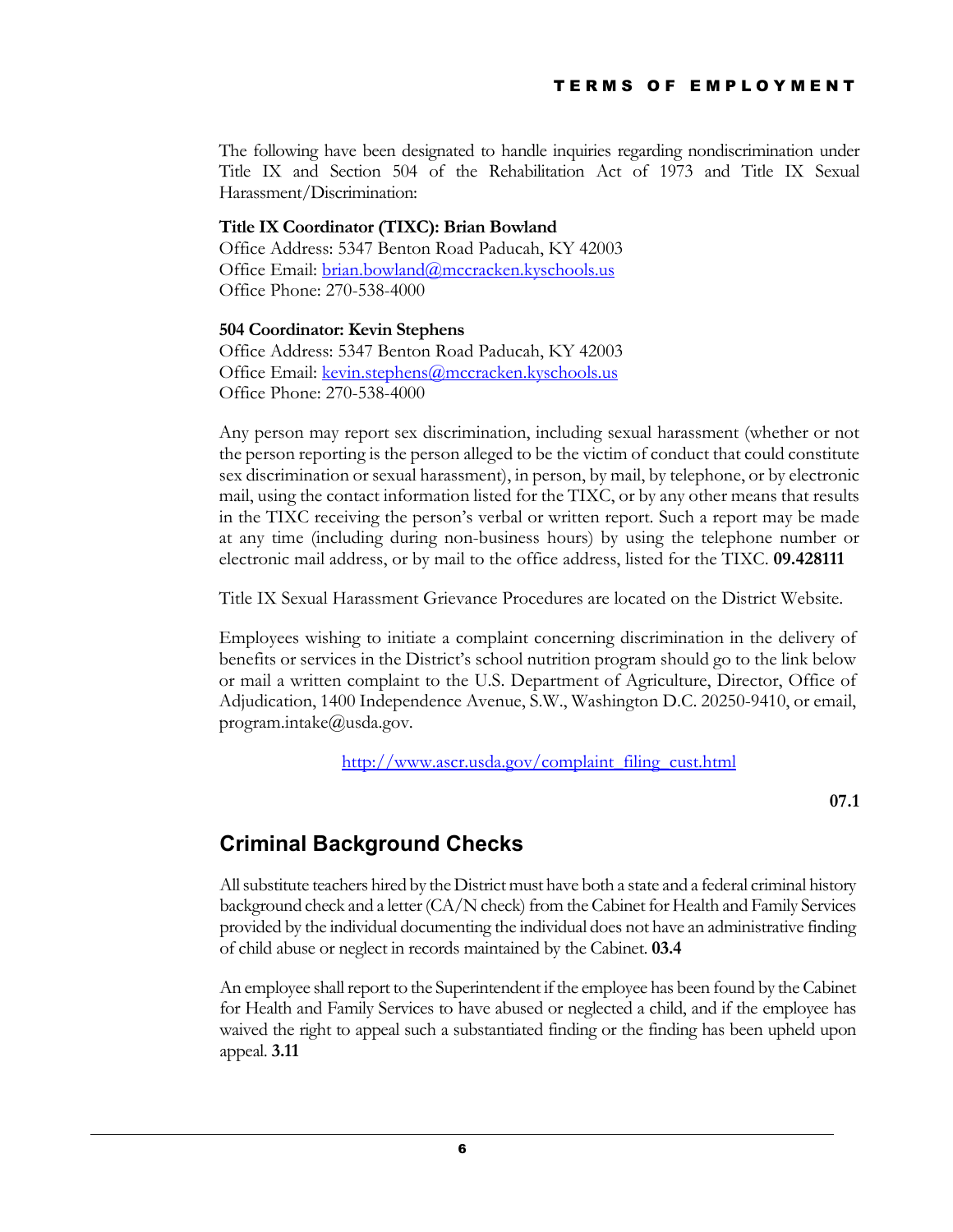The following have been designated to handle inquiries regarding nondiscrimination under Title IX and Section 504 of the Rehabilitation Act of 1973 and Title IX Sexual Harassment/Discrimination:

**Title IX Coordinator (TIXC): Brian Bowland**
Office Address: 5347 Benton Road Paducah, KY 42003
Office Email: brian.bowland@mccracken.kyschools.us
Office Phone: 270-538-4000

**504 Coordinator: Kevin Stephens**
Office Address: 5347 Benton Road Paducah, KY 42003
Office Email: kevin.stephens@mccracken.kyschools.us
Office Phone: 270-538-4000

Any person may report sex discrimination, including sexual harassment (whether or not the person reporting is the person alleged to be the victim of conduct that could constitute sex discrimination or sexual harassment), in person, by mail, by telephone, or by electronic mail, using the contact information listed for the TIXC, or by any other means that results in the TIXC receiving the person's verbal or written report. Such a report may be made at any time (including during non-business hours) by using the telephone number or electronic mail address, or by mail to the office address, listed for the TIXC. **09.428111**

Title IX Sexual Harassment Grievance Procedures are located on the District Website.

Employees wishing to initiate a complaint concerning discrimination in the delivery of benefits or services in the District's school nutrition program should go to the link below or mail a written complaint to the U.S. Department of Agriculture, Director, Office of Adjudication, 1400 Independence Avenue, S.W., Washington D.C. 20250-9410, or email, program.intake@usda.gov.

http://www.ascr.usda.gov/complaint_filing_cust.html

**07.1**

## Criminal Background Checks

All substitute teachers hired by the District must have both a state and a federal criminal history background check and a letter (CA/N check) from the Cabinet for Health and Family Services provided by the individual documenting the individual does not have an administrative finding of child abuse or neglect in records maintained by the Cabinet. **03.4**

An employee shall report to the Superintendent if the employee has been found by the Cabinet for Health and Family Services to have abused or neglected a child, and if the employee has waived the right to appeal such a substantiated finding or the finding has been upheld upon appeal. **3.11**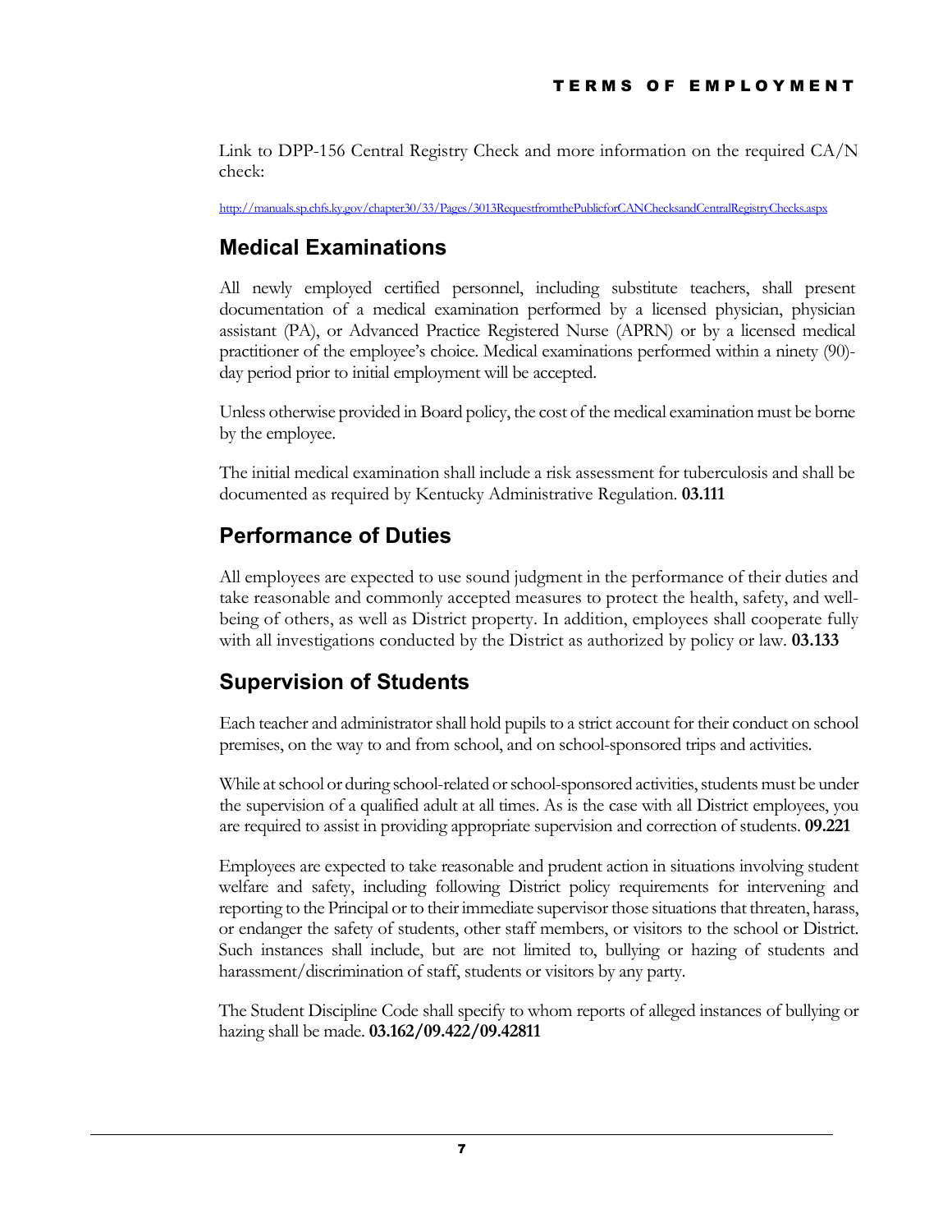Link to DPP-156 Central Registry Check and more information on the required CA/N check:

http://manuals.sp.chfs.ky.gov/chapter30/33/Pages/3013RequestfromthePublicforCANChecksandCentralRegistryChecks.aspx

## Medical Examinations

All newly employed certified personnel, including substitute teachers, shall present documentation of a medical examination performed by a licensed physician, physician assistant (PA), or Advanced Practice Registered Nurse (APRN) or by a licensed medical practitioner of the employee's choice. Medical examinations performed within a ninety (90)-day period prior to initial employment will be accepted.

Unless otherwise provided in Board policy, the cost of the medical examination must be borne by the employee.

The initial medical examination shall include a risk assessment for tuberculosis and shall be documented as required by Kentucky Administrative Regulation. **03.111**

## Performance of Duties

All employees are expected to use sound judgment in the performance of their duties and take reasonable and commonly accepted measures to protect the health, safety, and well-being of others, as well as District property. In addition, employees shall cooperate fully with all investigations conducted by the District as authorized by policy or law. **03.133**

## Supervision of Students

Each teacher and administrator shall hold pupils to a strict account for their conduct on school premises, on the way to and from school, and on school-sponsored trips and activities.

While at school or during school-related or school-sponsored activities, students must be under the supervision of a qualified adult at all times. As is the case with all District employees, you are required to assist in providing appropriate supervision and correction of students. **09.221**

Employees are expected to take reasonable and prudent action in situations involving student welfare and safety, including following District policy requirements for intervening and reporting to the Principal or to their immediate supervisor those situations that threaten, harass, or endanger the safety of students, other staff members, or visitors to the school or District. Such instances shall include, but are not limited to, bullying or hazing of students and harassment/discrimination of staff, students or visitors by any party.

The Student Discipline Code shall specify to whom reports of alleged instances of bullying or hazing shall be made. **03.162/09.422/09.42811**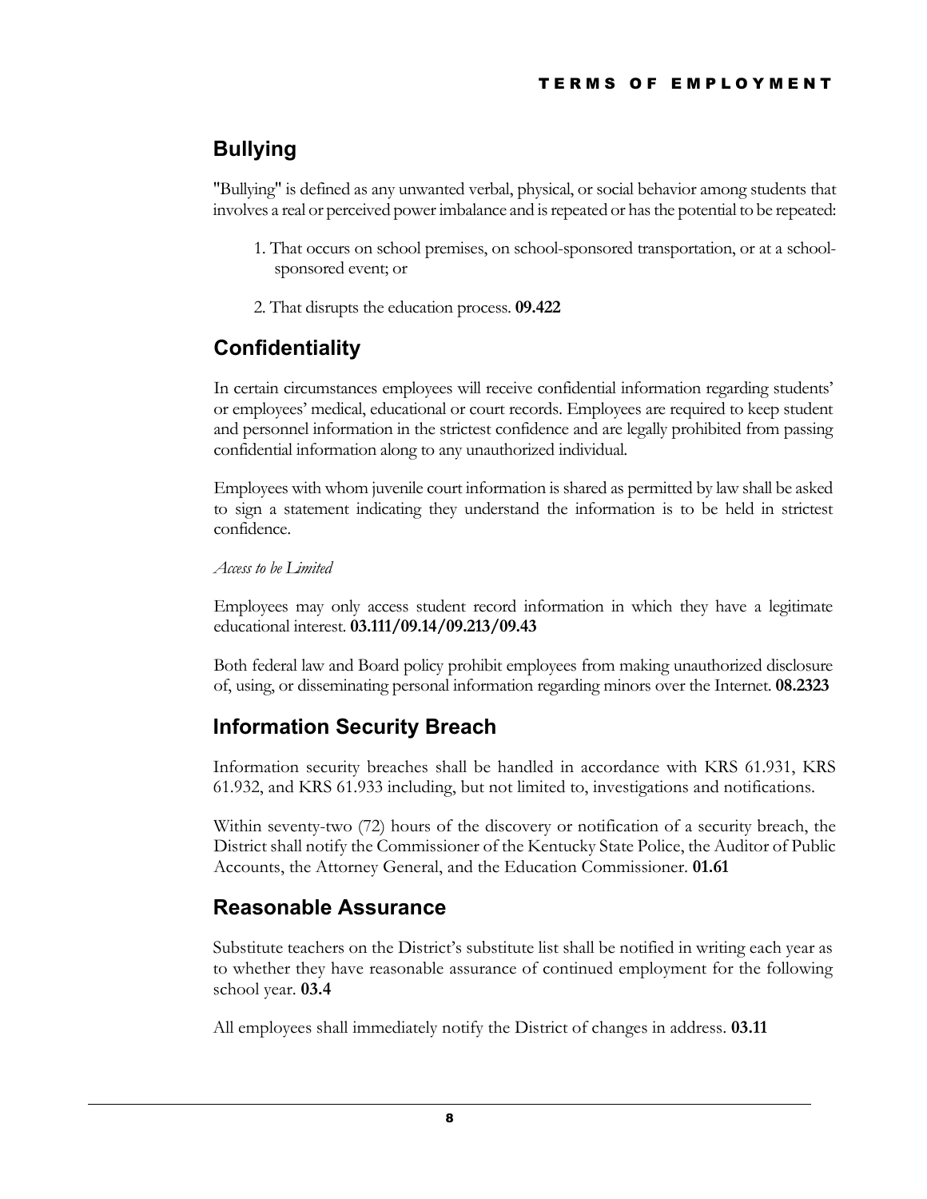## Bullying

"Bullying" is defined as any unwanted verbal, physical, or social behavior among students that involves a real or perceived power imbalance and is repeated or has the potential to be repeated:

1. That occurs on school premises, on school-sponsored transportation, or at a school-sponsored event; or
2. That disrupts the education process. **09.422**

## Confidentiality

In certain circumstances employees will receive confidential information regarding students' or employees' medical, educational or court records. Employees are required to keep student and personnel information in the strictest confidence and are legally prohibited from passing confidential information along to any unauthorized individual.

Employees with whom juvenile court information is shared as permitted by law shall be asked to sign a statement indicating they understand the information is to be held in strictest confidence.

*Access to be Limited*

Employees may only access student record information in which they have a legitimate educational interest. **03.111/09.14/09.213/09.43**

Both federal law and Board policy prohibit employees from making unauthorized disclosure of, using, or disseminating personal information regarding minors over the Internet. **08.2323**

## Information Security Breach

Information security breaches shall be handled in accordance with KRS 61.931, KRS 61.932, and KRS 61.933 including, but not limited to, investigations and notifications.

Within seventy-two (72) hours of the discovery or notification of a security breach, the District shall notify the Commissioner of the Kentucky State Police, the Auditor of Public Accounts, the Attorney General, and the Education Commissioner. **01.61**

## Reasonable Assurance

Substitute teachers on the District's substitute list shall be notified in writing each year as to whether they have reasonable assurance of continued employment for the following school year. **03.4**

All employees shall immediately notify the District of changes in address. **03.11**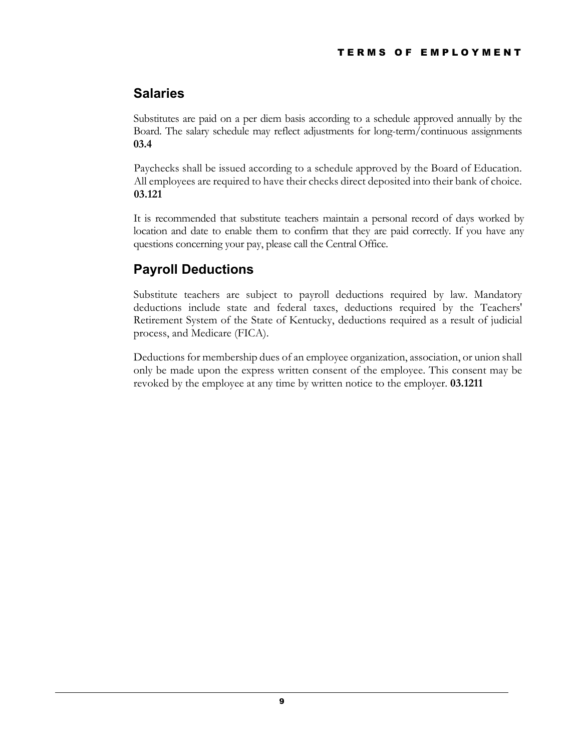## Salaries

Substitutes are paid on a per diem basis according to a schedule approved annually by the Board. The salary schedule may reflect adjustments for long-term/continuous assignments **03.4**

Paychecks shall be issued according to a schedule approved by the Board of Education. All employees are required to have their checks direct deposited into their bank of choice. **03.121**

It is recommended that substitute teachers maintain a personal record of days worked by location and date to enable them to confirm that they are paid correctly. If you have any questions concerning your pay, please call the Central Office.

## Payroll Deductions

Substitute teachers are subject to payroll deductions required by law. Mandatory deductions include state and federal taxes, deductions required by the Teachers' Retirement System of the State of Kentucky, deductions required as a result of judicial process, and Medicare (FICA).

Deductions for membership dues of an employee organization, association, or union shall only be made upon the express written consent of the employee. This consent may be revoked by the employee at any time by written notice to the employer. **03.1211**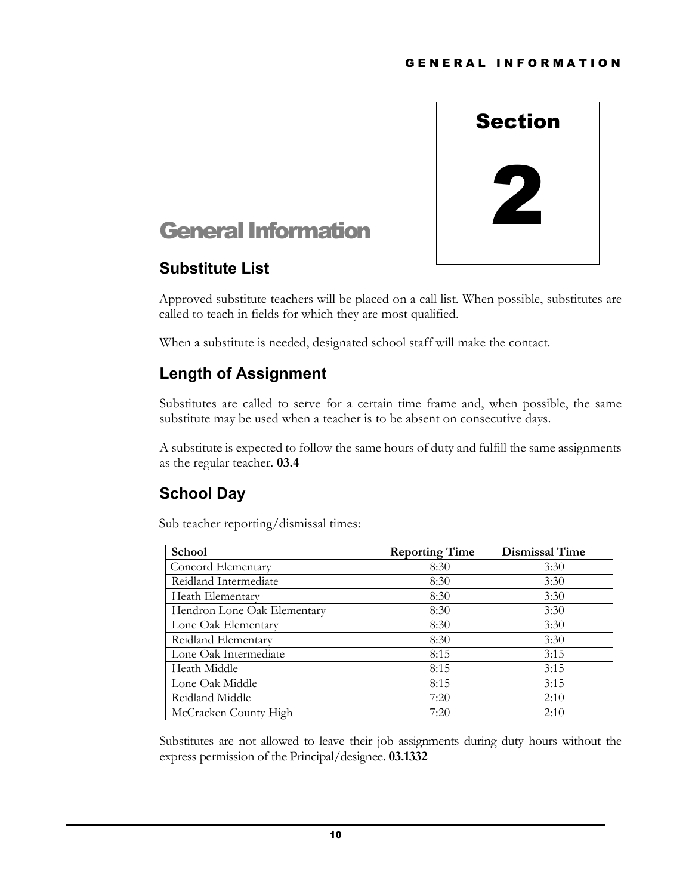# Section 2

# General Information

## Substitute List

Approved substitute teachers will be placed on a call list. When possible, substitutes are called to teach in fields for which they are most qualified.

When a substitute is needed, designated school staff will make the contact.

## Length of Assignment

Substitutes are called to serve for a certain time frame and, when possible, the same substitute may be used when a teacher is to be absent on consecutive days.

A substitute is expected to follow the same hours of duty and fulfill the same assignments as the regular teacher. **03.4**

## School Day

Sub teacher reporting/dismissal times:

| School | Reporting Time | Dismissal Time |
|---|---|---|
| Concord Elementary | 8:30 | 3:30 |
| Reidland Intermediate | 8:30 | 3:30 |
| Heath Elementary | 8:30 | 3:30 |
| Hendron Lone Oak Elementary | 8:30 | 3:30 |
| Lone Oak Elementary | 8:30 | 3:30 |
| Reidland Elementary | 8:30 | 3:30 |
| Lone Oak Intermediate | 8:15 | 3:15 |
| Heath Middle | 8:15 | 3:15 |
| Lone Oak Middle | 8:15 | 3:15 |
| Reidland Middle | 7:20 | 2:10 |
| McCracken County High | 7:20 | 2:10 |

Substitutes are not allowed to leave their job assignments during duty hours without the express permission of the Principal/designee. **03.1332**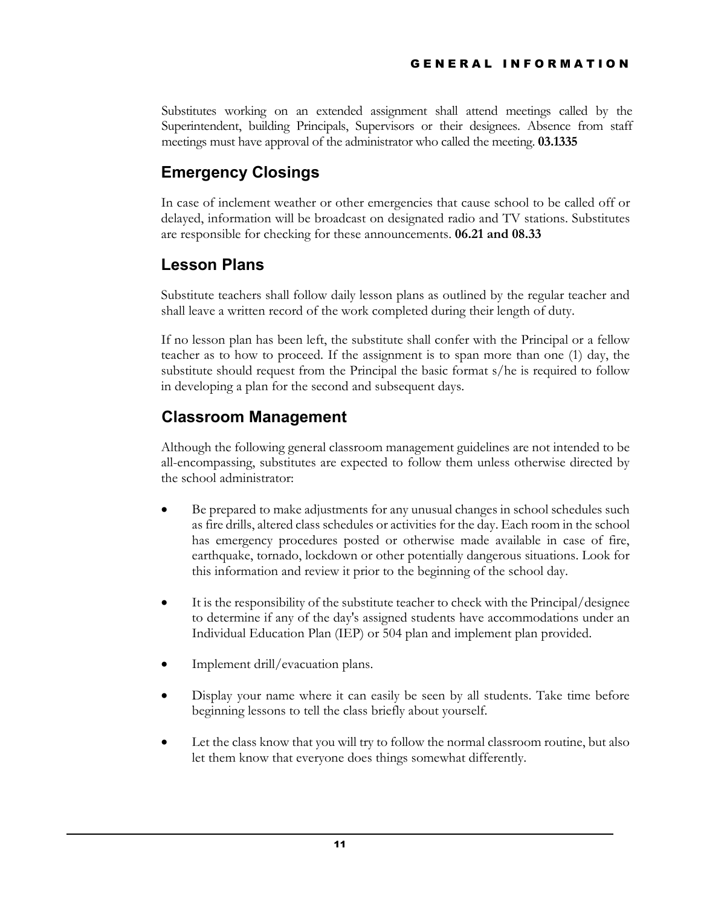Substitutes working on an extended assignment shall attend meetings called by the Superintendent, building Principals, Supervisors or their designees. Absence from staff meetings must have approval of the administrator who called the meeting. **03.1335**

## Emergency Closings

In case of inclement weather or other emergencies that cause school to be called off or delayed, information will be broadcast on designated radio and TV stations. Substitutes are responsible for checking for these announcements. **06.21 and 08.33**

## Lesson Plans

Substitute teachers shall follow daily lesson plans as outlined by the regular teacher and shall leave a written record of the work completed during their length of duty.

If no lesson plan has been left, the substitute shall confer with the Principal or a fellow teacher as to how to proceed. If the assignment is to span more than one (1) day, the substitute should request from the Principal the basic format s/he is required to follow in developing a plan for the second and subsequent days.

## Classroom Management

Although the following general classroom management guidelines are not intended to be all-encompassing, substitutes are expected to follow them unless otherwise directed by the school administrator:

- Be prepared to make adjustments for any unusual changes in school schedules such as fire drills, altered class schedules or activities for the day. Each room in the school has emergency procedures posted or otherwise made available in case of fire, earthquake, tornado, lockdown or other potentially dangerous situations. Look for this information and review it prior to the beginning of the school day.

- It is the responsibility of the substitute teacher to check with the Principal/designee to determine if any of the day's assigned students have accommodations under an Individual Education Plan (IEP) or 504 plan and implement plan provided.

- Implement drill/evacuation plans.

- Display your name where it can easily be seen by all students. Take time before beginning lessons to tell the class briefly about yourself.

- Let the class know that you will try to follow the normal classroom routine, but also let them know that everyone does things somewhat differently.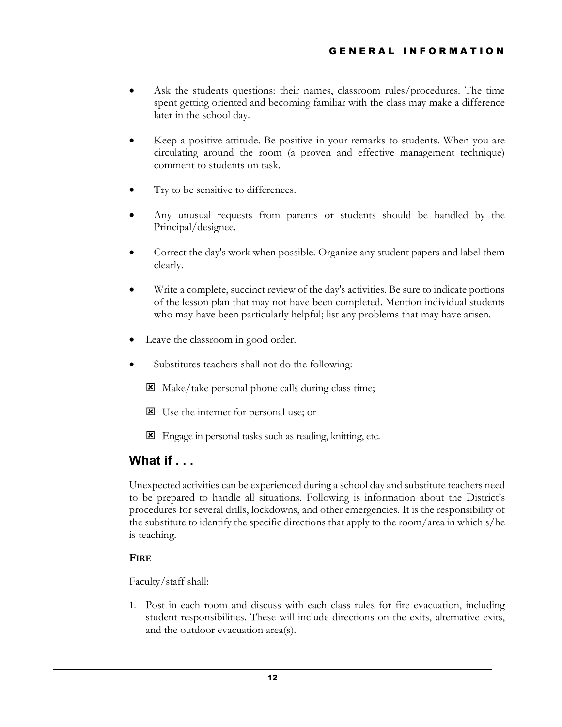- Ask the students questions: their names, classroom rules/procedures. The time spent getting oriented and becoming familiar with the class may make a difference later in the school day.

- Keep a positive attitude. Be positive in your remarks to students. When you are circulating around the room (a proven and effective management technique) comment to students on task.

- Try to be sensitive to differences.

- Any unusual requests from parents or students should be handled by the Principal/designee.

- Correct the day's work when possible. Organize any student papers and label them clearly.

- Write a complete, succinct review of the day's activities. Be sure to indicate portions of the lesson plan that may not have been completed. Mention individual students who may have been particularly helpful; list any problems that may have arisen.

- Leave the classroom in good order.

- Substitutes teachers shall not do the following:

  - ☒ Make/take personal phone calls during class time;
  - ☒ Use the internet for personal use; or
  - ☒ Engage in personal tasks such as reading, knitting, etc.

## What if . . .

Unexpected activities can be experienced during a school day and substitute teachers need to be prepared to handle all situations. Following is information about the District's procedures for several drills, lockdowns, and other emergencies. It is the responsibility of the substitute to identify the specific directions that apply to the room/area in which s/he is teaching.

**FIRE**

Faculty/staff shall:

1. Post in each room and discuss with each class rules for fire evacuation, including student responsibilities. These will include directions on the exits, alternative exits, and the outdoor evacuation area(s).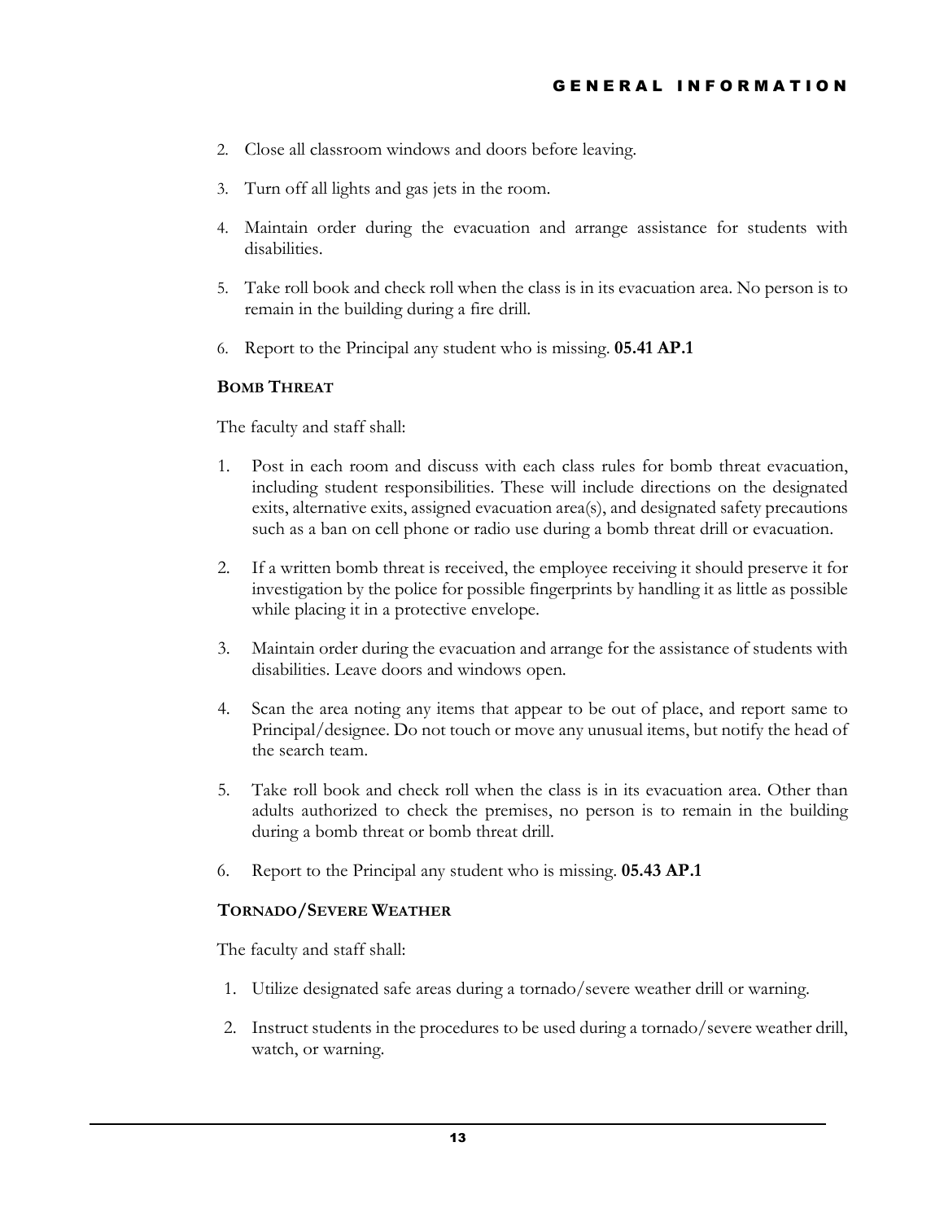2. Close all classroom windows and doors before leaving.

3. Turn off all lights and gas jets in the room.

4. Maintain order during the evacuation and arrange assistance for students with disabilities.

5. Take roll book and check roll when the class is in its evacuation area. No person is to remain in the building during a fire drill.

6. Report to the Principal any student who is missing. **05.41 AP.1**

**BOMB THREAT**

The faculty and staff shall:

1. Post in each room and discuss with each class rules for bomb threat evacuation, including student responsibilities. These will include directions on the designated exits, alternative exits, assigned evacuation area(s), and designated safety precautions such as a ban on cell phone or radio use during a bomb threat drill or evacuation.

2. If a written bomb threat is received, the employee receiving it should preserve it for investigation by the police for possible fingerprints by handling it as little as possible while placing it in a protective envelope.

3. Maintain order during the evacuation and arrange for the assistance of students with disabilities. Leave doors and windows open.

4. Scan the area noting any items that appear to be out of place, and report same to Principal/designee. Do not touch or move any unusual items, but notify the head of the search team.

5. Take roll book and check roll when the class is in its evacuation area. Other than adults authorized to check the premises, no person is to remain in the building during a bomb threat or bomb threat drill.

6. Report to the Principal any student who is missing. **05.43 AP.1**

**TORNADO/SEVERE WEATHER**

The faculty and staff shall:

1. Utilize designated safe areas during a tornado/severe weather drill or warning.

2. Instruct students in the procedures to be used during a tornado/severe weather drill, watch, or warning.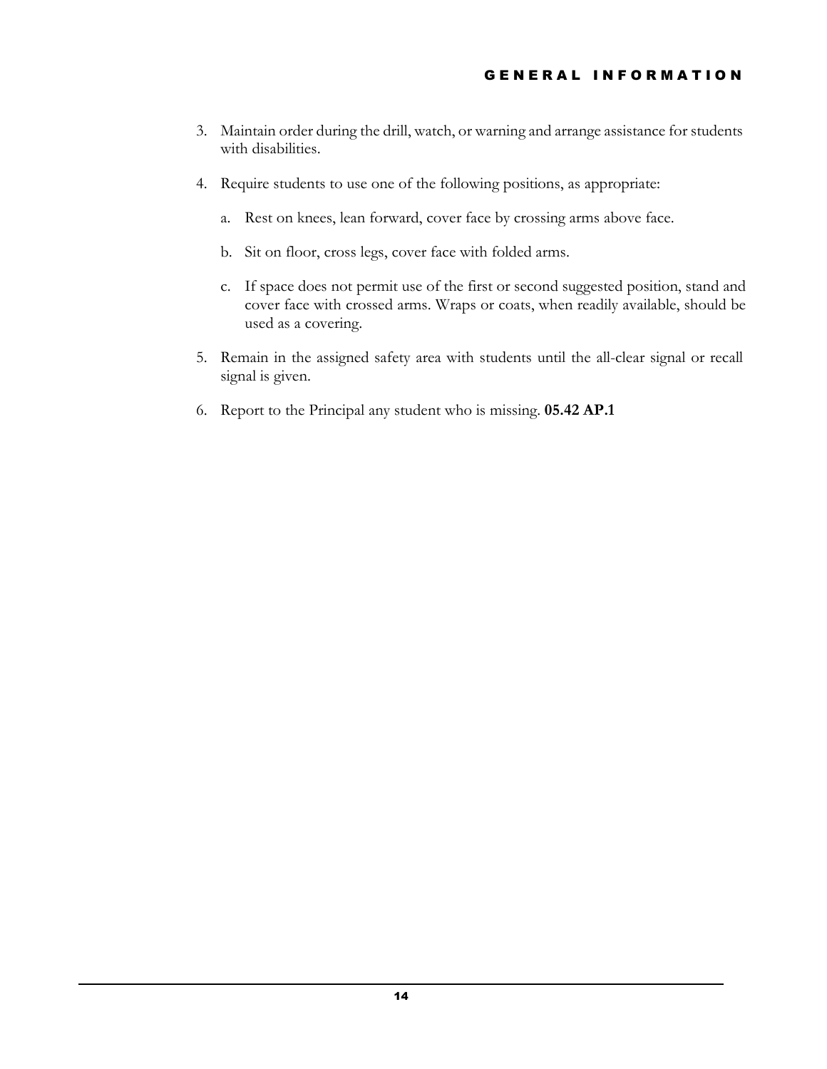3. Maintain order during the drill, watch, or warning and arrange assistance for students with disabilities.

4. Require students to use one of the following positions, as appropriate:

   a. Rest on knees, lean forward, cover face by crossing arms above face.

   b. Sit on floor, cross legs, cover face with folded arms.

   c. If space does not permit use of the first or second suggested position, stand and cover face with crossed arms. Wraps or coats, when readily available, should be used as a covering.

5. Remain in the assigned safety area with students until the all-clear signal or recall signal is given.

6. Report to the Principal any student who is missing. **05.42 AP.1**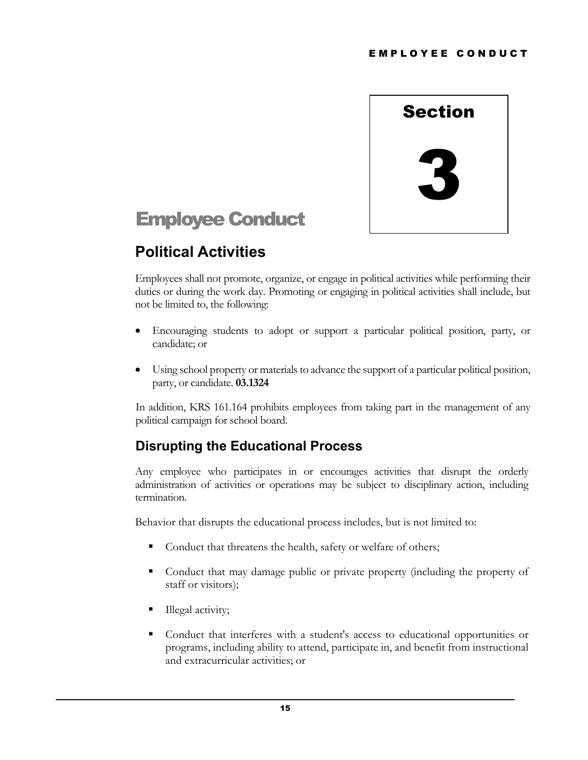# Section 3

# Employee Conduct

## Political Activities

Employees shall not promote, organize, or engage in political activities while performing their duties or during the work day. Promoting or engaging in political activities shall include, but not be limited to, the following:

- Encouraging students to adopt or support a particular political position, party, or candidate; or
- Using school property or materials to advance the support of a particular political position, party, or candidate. **03.1324**

In addition, KRS 161.164 prohibits employees from taking part in the management of any political campaign for school board.

### Disrupting the Educational Process

Any employee who participates in or encourages activities that disrupt the orderly administration of activities or operations may be subject to disciplinary action, including termination.

Behavior that disrupts the educational process includes, but is not limited to:

- Conduct that threatens the health, safety or welfare of others;
- Conduct that may damage public or private property (including the property of staff or visitors);
- Illegal activity;
- Conduct that interferes with a student's access to educational opportunities or programs, including ability to attend, participate in, and benefit from instructional and extracurricular activities; or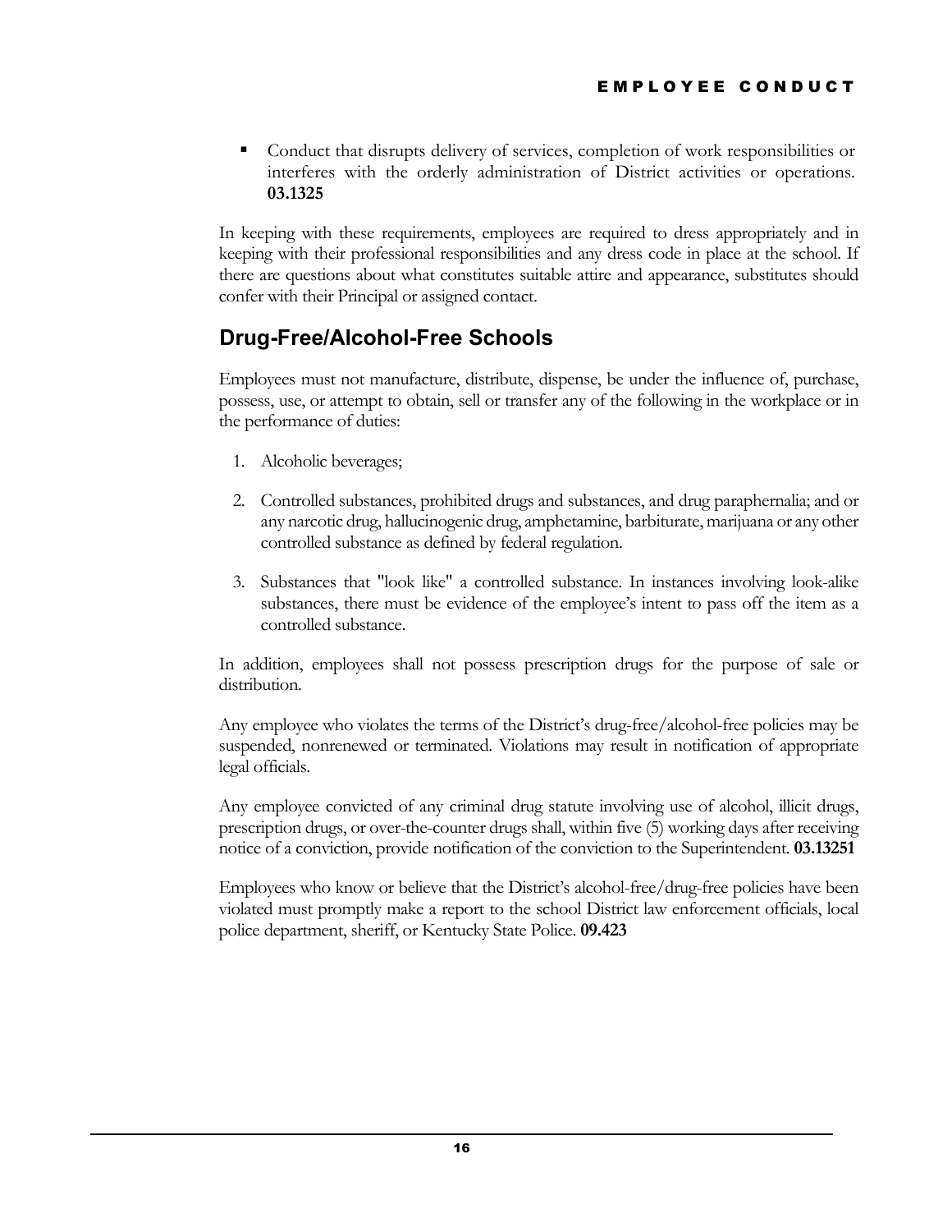- Conduct that disrupts delivery of services, completion of work responsibilities or interferes with the orderly administration of District activities or operations. **03.1325**

In keeping with these requirements, employees are required to dress appropriately and in keeping with their professional responsibilities and any dress code in place at the school. If there are questions about what constitutes suitable attire and appearance, substitutes should confer with their Principal or assigned contact.

## Drug-Free/Alcohol-Free Schools

Employees must not manufacture, distribute, dispense, be under the influence of, purchase, possess, use, or attempt to obtain, sell or transfer any of the following in the workplace or in the performance of duties:

1. Alcoholic beverages;
2. Controlled substances, prohibited drugs and substances, and drug paraphernalia; and or any narcotic drug, hallucinogenic drug, amphetamine, barbiturate, marijuana or any other controlled substance as defined by federal regulation.
3. Substances that "look like" a controlled substance. In instances involving look-alike substances, there must be evidence of the employee's intent to pass off the item as a controlled substance.

In addition, employees shall not possess prescription drugs for the purpose of sale or distribution.

Any employee who violates the terms of the District's drug-free/alcohol-free policies may be suspended, nonrenewed or terminated. Violations may result in notification of appropriate legal officials.

Any employee convicted of any criminal drug statute involving use of alcohol, illicit drugs, prescription drugs, or over-the-counter drugs shall, within five (5) working days after receiving notice of a conviction, provide notification of the conviction to the Superintendent. **03.13251**

Employees who know or believe that the District's alcohol-free/drug-free policies have been violated must promptly make a report to the school District law enforcement officials, local police department, sheriff, or Kentucky State Police. **09.423**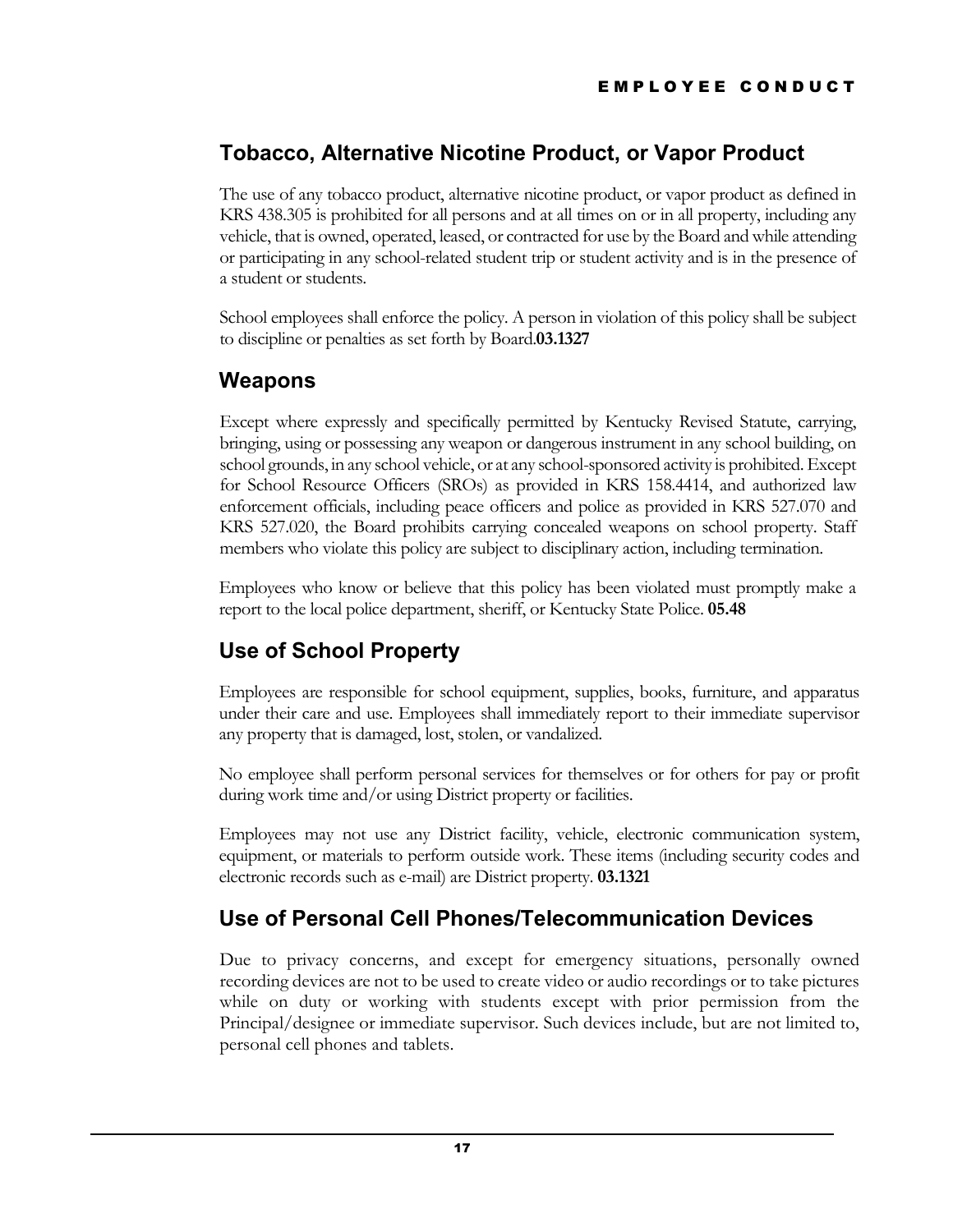## Tobacco, Alternative Nicotine Product, or Vapor Product

The use of any tobacco product, alternative nicotine product, or vapor product as defined in KRS 438.305 is prohibited for all persons and at all times on or in all property, including any vehicle, that is owned, operated, leased, or contracted for use by the Board and while attending or participating in any school-related student trip or student activity and is in the presence of a student or students.

School employees shall enforce the policy. A person in violation of this policy shall be subject to discipline or penalties as set forth by Board.**03.1327**

## Weapons

Except where expressly and specifically permitted by Kentucky Revised Statute, carrying, bringing, using or possessing any weapon or dangerous instrument in any school building, on school grounds, in any school vehicle, or at any school-sponsored activity is prohibited. Except for School Resource Officers (SROs) as provided in KRS 158.4414, and authorized law enforcement officials, including peace officers and police as provided in KRS 527.070 and KRS 527.020, the Board prohibits carrying concealed weapons on school property. Staff members who violate this policy are subject to disciplinary action, including termination.

Employees who know or believe that this policy has been violated must promptly make a report to the local police department, sheriff, or Kentucky State Police. **05.48**

## Use of School Property

Employees are responsible for school equipment, supplies, books, furniture, and apparatus under their care and use. Employees shall immediately report to their immediate supervisor any property that is damaged, lost, stolen, or vandalized.

No employee shall perform personal services for themselves or for others for pay or profit during work time and/or using District property or facilities.

Employees may not use any District facility, vehicle, electronic communication system, equipment, or materials to perform outside work. These items (including security codes and electronic records such as e-mail) are District property. **03.1321**

## Use of Personal Cell Phones/Telecommunication Devices

Due to privacy concerns, and except for emergency situations, personally owned recording devices are not to be used to create video or audio recordings or to take pictures while on duty or working with students except with prior permission from the Principal/designee or immediate supervisor. Such devices include, but are not limited to, personal cell phones and tablets.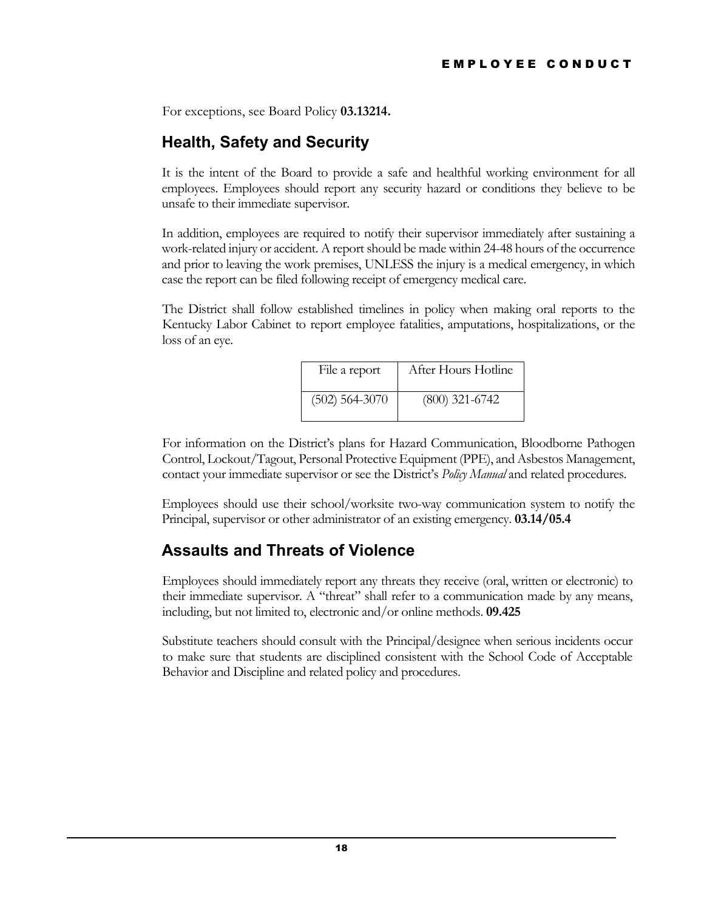For exceptions, see Board Policy **03.13214.**

## Health, Safety and Security

It is the intent of the Board to provide a safe and healthful working environment for all employees. Employees should report any security hazard or conditions they believe to be unsafe to their immediate supervisor.

In addition, employees are required to notify their supervisor immediately after sustaining a work-related injury or accident. A report should be made within 24-48 hours of the occurrence and prior to leaving the work premises, UNLESS the injury is a medical emergency, in which case the report can be filed following receipt of emergency medical care.

The District shall follow established timelines in policy when making oral reports to the Kentucky Labor Cabinet to report employee fatalities, amputations, hospitalizations, or the loss of an eye.

| File a report | After Hours Hotline |
|---|---|
| (502) 564-3070 | (800) 321-6742 |

For information on the District's plans for Hazard Communication, Bloodborne Pathogen Control, Lockout/Tagout, Personal Protective Equipment (PPE), and Asbestos Management, contact your immediate supervisor or see the District's *Policy Manual* and related procedures.

Employees should use their school/worksite two-way communication system to notify the Principal, supervisor or other administrator of an existing emergency. **03.14/05.4**

## Assaults and Threats of Violence

Employees should immediately report any threats they receive (oral, written or electronic) to their immediate supervisor. A "threat" shall refer to a communication made by any means, including, but not limited to, electronic and/or online methods. **09.425**

Substitute teachers should consult with the Principal/designee when serious incidents occur to make sure that students are disciplined consistent with the School Code of Acceptable Behavior and Discipline and related policy and procedures.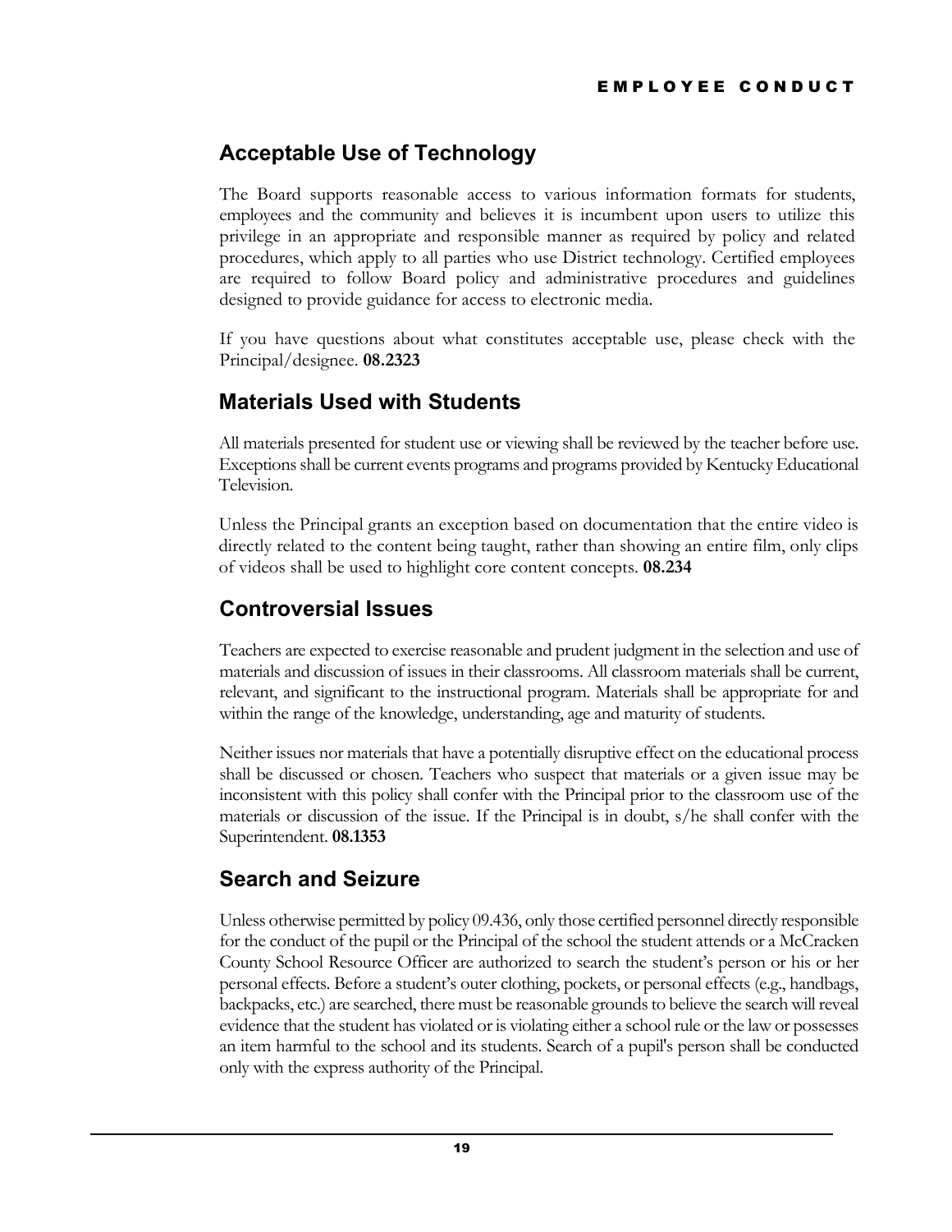## Acceptable Use of Technology

The Board supports reasonable access to various information formats for students, employees and the community and believes it is incumbent upon users to utilize this privilege in an appropriate and responsible manner as required by policy and related procedures, which apply to all parties who use District technology. Certified employees are required to follow Board policy and administrative procedures and guidelines designed to provide guidance for access to electronic media.

If you have questions about what constitutes acceptable use, please check with the Principal/designee. **08.2323**

## Materials Used with Students

All materials presented for student use or viewing shall be reviewed by the teacher before use. Exceptions shall be current events programs and programs provided by Kentucky Educational Television.

Unless the Principal grants an exception based on documentation that the entire video is directly related to the content being taught, rather than showing an entire film, only clips of videos shall be used to highlight core content concepts. **08.234**

## Controversial Issues

Teachers are expected to exercise reasonable and prudent judgment in the selection and use of materials and discussion of issues in their classrooms. All classroom materials shall be current, relevant, and significant to the instructional program. Materials shall be appropriate for and within the range of the knowledge, understanding, age and maturity of students.

Neither issues nor materials that have a potentially disruptive effect on the educational process shall be discussed or chosen. Teachers who suspect that materials or a given issue may be inconsistent with this policy shall confer with the Principal prior to the classroom use of the materials or discussion of the issue. If the Principal is in doubt, s/he shall confer with the Superintendent. **08.1353**

## Search and Seizure

Unless otherwise permitted by policy 09.436, only those certified personnel directly responsible for the conduct of the pupil or the Principal of the school the student attends or a McCracken County School Resource Officer are authorized to search the student's person or his or her personal effects. Before a student's outer clothing, pockets, or personal effects (e.g., handbags, backpacks, etc.) are searched, there must be reasonable grounds to believe the search will reveal evidence that the student has violated or is violating either a school rule or the law or possesses an item harmful to the school and its students. Search of a pupil's person shall be conducted only with the express authority of the Principal.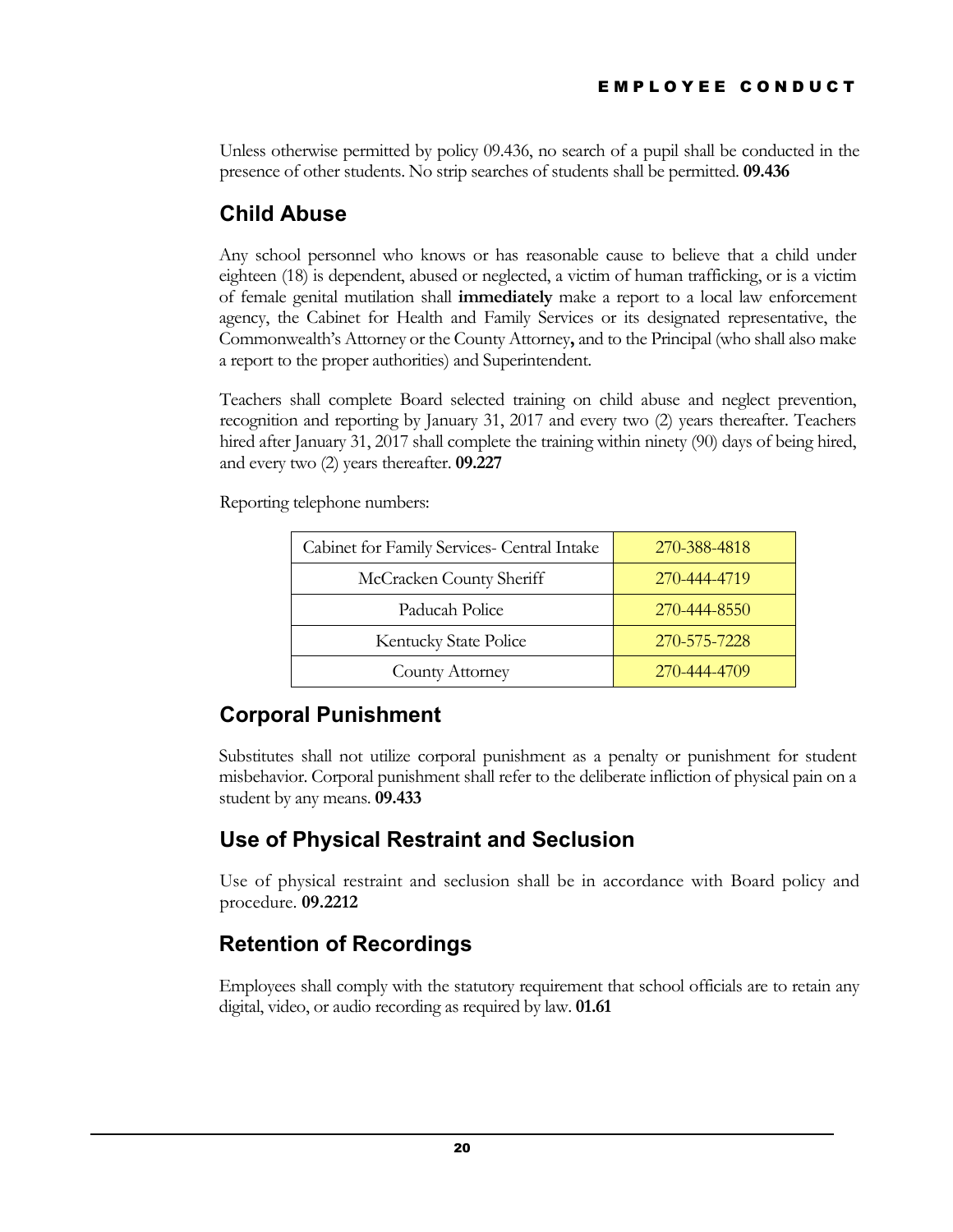Unless otherwise permitted by policy 09.436, no search of a pupil shall be conducted in the presence of other students. No strip searches of students shall be permitted. **09.436**

## Child Abuse

Any school personnel who knows or has reasonable cause to believe that a child under eighteen (18) is dependent, abused or neglected, a victim of human trafficking, or is a victim of female genital mutilation shall **immediately** make a report to a local law enforcement agency, the Cabinet for Health and Family Services or its designated representative, the Commonwealth's Attorney or the County Attorney**,** and to the Principal (who shall also make a report to the proper authorities) and Superintendent.

Teachers shall complete Board selected training on child abuse and neglect prevention, recognition and reporting by January 31, 2017 and every two (2) years thereafter. Teachers hired after January 31, 2017 shall complete the training within ninety (90) days of being hired, and every two (2) years thereafter. **09.227**

Reporting telephone numbers:

| | |
|---|---|
| Cabinet for Family Services- Central Intake | 270-388-4818 |
| McCracken County Sheriff | 270-444-4719 |
| Paducah Police | 270-444-8550 |
| Kentucky State Police | 270-575-7228 |
| County Attorney | 270-444-4709 |

## Corporal Punishment

Substitutes shall not utilize corporal punishment as a penalty or punishment for student misbehavior. Corporal punishment shall refer to the deliberate infliction of physical pain on a student by any means. **09.433**

## Use of Physical Restraint and Seclusion

Use of physical restraint and seclusion shall be in accordance with Board policy and procedure. **09.2212**

## Retention of Recordings

Employees shall comply with the statutory requirement that school officials are to retain any digital, video, or audio recording as required by law. **01.61**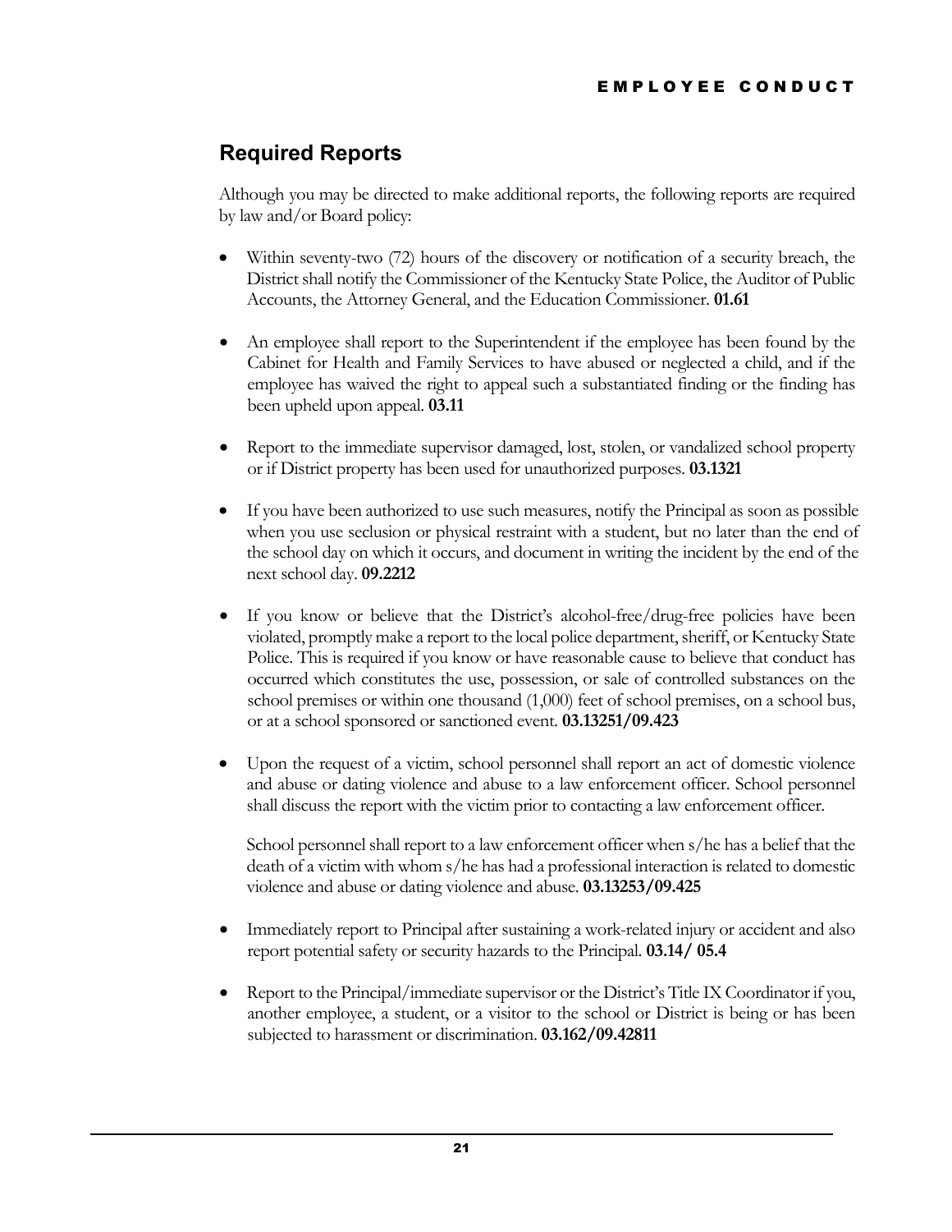## Required Reports

Although you may be directed to make additional reports, the following reports are required by law and/or Board policy:

- Within seventy-two (72) hours of the discovery or notification of a security breach, the District shall notify the Commissioner of the Kentucky State Police, the Auditor of Public Accounts, the Attorney General, and the Education Commissioner. **01.61**

- An employee shall report to the Superintendent if the employee has been found by the Cabinet for Health and Family Services to have abused or neglected a child, and if the employee has waived the right to appeal such a substantiated finding or the finding has been upheld upon appeal. **03.11**

- Report to the immediate supervisor damaged, lost, stolen, or vandalized school property or if District property has been used for unauthorized purposes. **03.1321**

- If you have been authorized to use such measures, notify the Principal as soon as possible when you use seclusion or physical restraint with a student, but no later than the end of the school day on which it occurs, and document in writing the incident by the end of the next school day. **09.2212**

- If you know or believe that the District's alcohol-free/drug-free policies have been violated, promptly make a report to the local police department, sheriff, or Kentucky State Police. This is required if you know or have reasonable cause to believe that conduct has occurred which constitutes the use, possession, or sale of controlled substances on the school premises or within one thousand (1,000) feet of school premises, on a school bus, or at a school sponsored or sanctioned event. **03.13251/09.423**

- Upon the request of a victim, school personnel shall report an act of domestic violence and abuse or dating violence and abuse to a law enforcement officer. School personnel shall discuss the report with the victim prior to contacting a law enforcement officer.

  School personnel shall report to a law enforcement officer when s/he has a belief that the death of a victim with whom s/he has had a professional interaction is related to domestic violence and abuse or dating violence and abuse. **03.13253/09.425**

- Immediately report to Principal after sustaining a work-related injury or accident and also report potential safety or security hazards to the Principal. **03.14/ 05.4**

- Report to the Principal/immediate supervisor or the District's Title IX Coordinator if you, another employee, a student, or a visitor to the school or District is being or has been subjected to harassment or discrimination. **03.162/09.42811**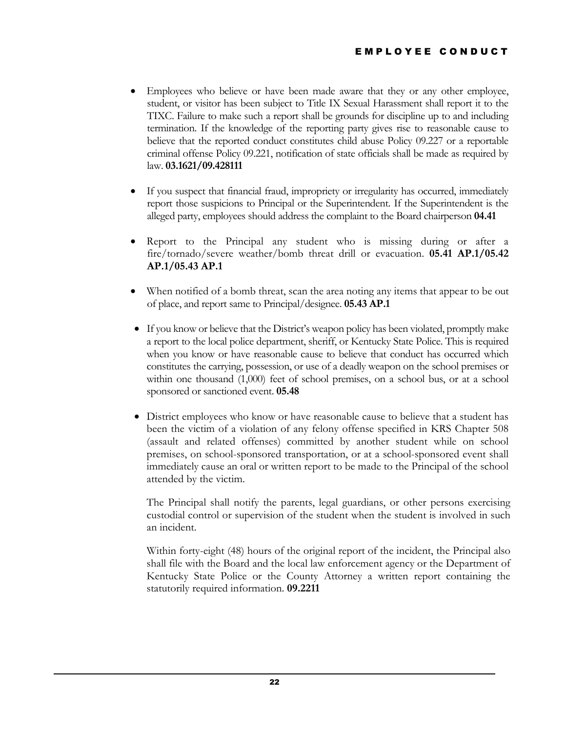- Employees who believe or have been made aware that they or any other employee, student, or visitor has been subject to Title IX Sexual Harassment shall report it to the TIXC. Failure to make such a report shall be grounds for discipline up to and including termination. If the knowledge of the reporting party gives rise to reasonable cause to believe that the reported conduct constitutes child abuse Policy 09.227 or a reportable criminal offense Policy 09.221, notification of state officials shall be made as required by law. **03.1621/09.428111**

- If you suspect that financial fraud, impropriety or irregularity has occurred, immediately report those suspicions to Principal or the Superintendent. If the Superintendent is the alleged party, employees should address the complaint to the Board chairperson **04.41**

- Report to the Principal any student who is missing during or after a fire/tornado/severe weather/bomb threat drill or evacuation. **05.41 AP.1/05.42 AP.1/05.43 AP.1**

- When notified of a bomb threat, scan the area noting any items that appear to be out of place, and report same to Principal/designee. **05.43 AP.1**

- If you know or believe that the District's weapon policy has been violated, promptly make a report to the local police department, sheriff, or Kentucky State Police. This is required when you know or have reasonable cause to believe that conduct has occurred which constitutes the carrying, possession, or use of a deadly weapon on the school premises or within one thousand (1,000) feet of school premises, on a school bus, or at a school sponsored or sanctioned event. **05.48**

- District employees who know or have reasonable cause to believe that a student has been the victim of a violation of any felony offense specified in KRS Chapter 508 (assault and related offenses) committed by another student while on school premises, on school-sponsored transportation, or at a school-sponsored event shall immediately cause an oral or written report to be made to the Principal of the school attended by the victim.

  The Principal shall notify the parents, legal guardians, or other persons exercising custodial control or supervision of the student when the student is involved in such an incident.

  Within forty-eight (48) hours of the original report of the incident, the Principal also shall file with the Board and the local law enforcement agency or the Department of Kentucky State Police or the County Attorney a written report containing the statutorily required information. **09.2211**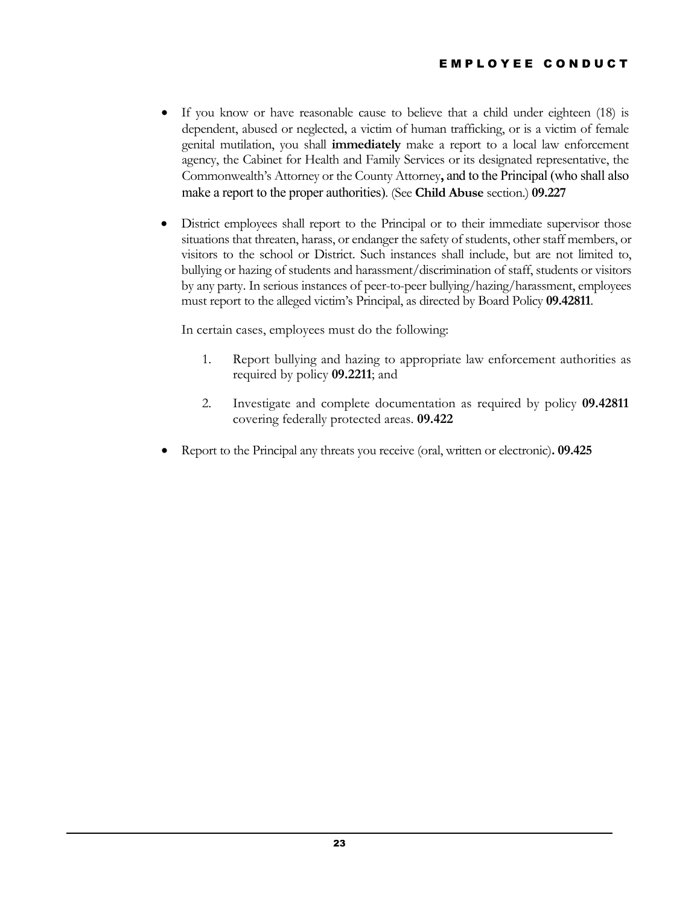- If you know or have reasonable cause to believe that a child under eighteen (18) is dependent, abused or neglected, a victim of human trafficking, or is a victim of female genital mutilation, you shall **immediately** make a report to a local law enforcement agency, the Cabinet for Health and Family Services or its designated representative, the Commonwealth's Attorney or the County Attorney**,** and to the Principal (who shall also make a report to the proper authorities). (See **Child Abuse** section.) **09.227**

- District employees shall report to the Principal or to their immediate supervisor those situations that threaten, harass, or endanger the safety of students, other staff members, or visitors to the school or District. Such instances shall include, but are not limited to, bullying or hazing of students and harassment/discrimination of staff, students or visitors by any party. In serious instances of peer-to-peer bullying/hazing/harassment, employees must report to the alleged victim's Principal, as directed by Board Policy **09.42811**.

  In certain cases, employees must do the following:

  1. Report bullying and hazing to appropriate law enforcement authorities as required by policy **09.2211**; and

  2. Investigate and complete documentation as required by policy **09.42811** covering federally protected areas. **09.422**

- Report to the Principal any threats you receive (oral, written or electronic)**. 09.425**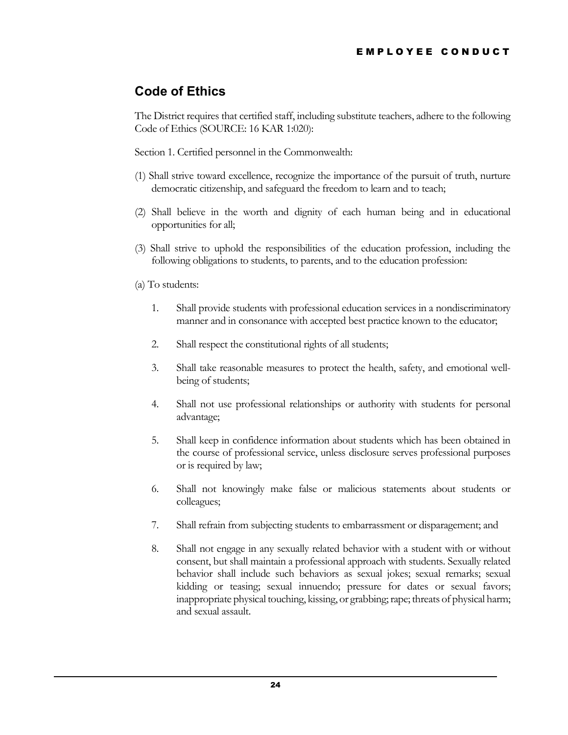## Code of Ethics

The District requires that certified staff, including substitute teachers, adhere to the following Code of Ethics (SOURCE: 16 KAR 1:020):

Section 1. Certified personnel in the Commonwealth:

(1) Shall strive toward excellence, recognize the importance of the pursuit of truth, nurture democratic citizenship, and safeguard the freedom to learn and to teach;

(2) Shall believe in the worth and dignity of each human being and in educational opportunities for all;

(3) Shall strive to uphold the responsibilities of the education profession, including the following obligations to students, to parents, and to the education profession:

(a) To students:

1. Shall provide students with professional education services in a nondiscriminatory manner and in consonance with accepted best practice known to the educator;
2. Shall respect the constitutional rights of all students;
3. Shall take reasonable measures to protect the health, safety, and emotional well-being of students;
4. Shall not use professional relationships or authority with students for personal advantage;
5. Shall keep in confidence information about students which has been obtained in the course of professional service, unless disclosure serves professional purposes or is required by law;
6. Shall not knowingly make false or malicious statements about students or colleagues;
7. Shall refrain from subjecting students to embarrassment or disparagement; and
8. Shall not engage in any sexually related behavior with a student with or without consent, but shall maintain a professional approach with students. Sexually related behavior shall include such behaviors as sexual jokes; sexual remarks; sexual kidding or teasing; sexual innuendo; pressure for dates or sexual favors; inappropriate physical touching, kissing, or grabbing; rape; threats of physical harm; and sexual assault.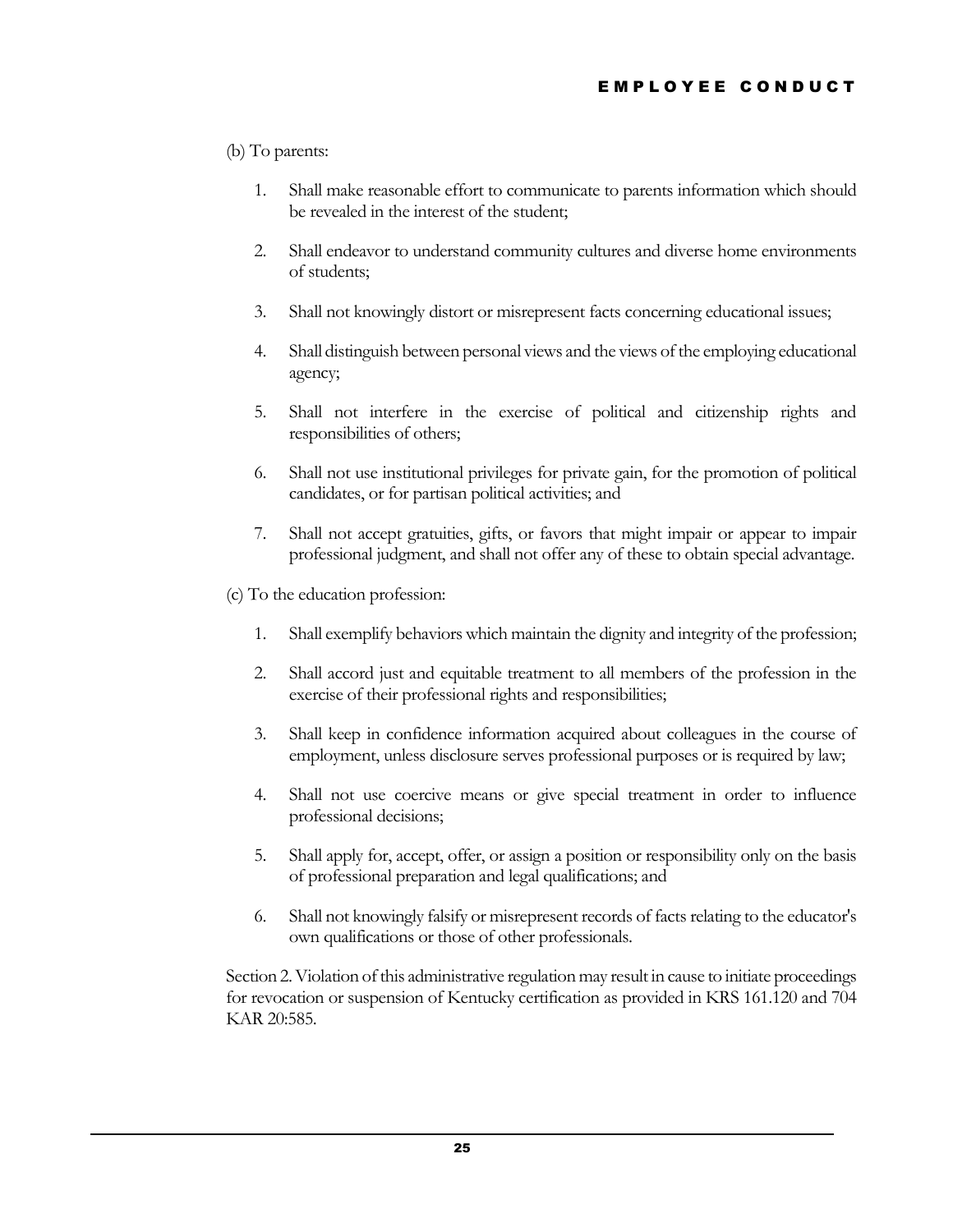(b) To parents:

1. Shall make reasonable effort to communicate to parents information which should be revealed in the interest of the student;

2. Shall endeavor to understand community cultures and diverse home environments of students;

3. Shall not knowingly distort or misrepresent facts concerning educational issues;

4. Shall distinguish between personal views and the views of the employing educational agency;

5. Shall not interfere in the exercise of political and citizenship rights and responsibilities of others;

6. Shall not use institutional privileges for private gain, for the promotion of political candidates, or for partisan political activities; and

7. Shall not accept gratuities, gifts, or favors that might impair or appear to impair professional judgment, and shall not offer any of these to obtain special advantage.

(c) To the education profession:

1. Shall exemplify behaviors which maintain the dignity and integrity of the profession;

2. Shall accord just and equitable treatment to all members of the profession in the exercise of their professional rights and responsibilities;

3. Shall keep in confidence information acquired about colleagues in the course of employment, unless disclosure serves professional purposes or is required by law;

4. Shall not use coercive means or give special treatment in order to influence professional decisions;

5. Shall apply for, accept, offer, or assign a position or responsibility only on the basis of professional preparation and legal qualifications; and

6. Shall not knowingly falsify or misrepresent records of facts relating to the educator's own qualifications or those of other professionals.

Section 2. Violation of this administrative regulation may result in cause to initiate proceedings for revocation or suspension of Kentucky certification as provided in KRS 161.120 and 704 KAR 20:585.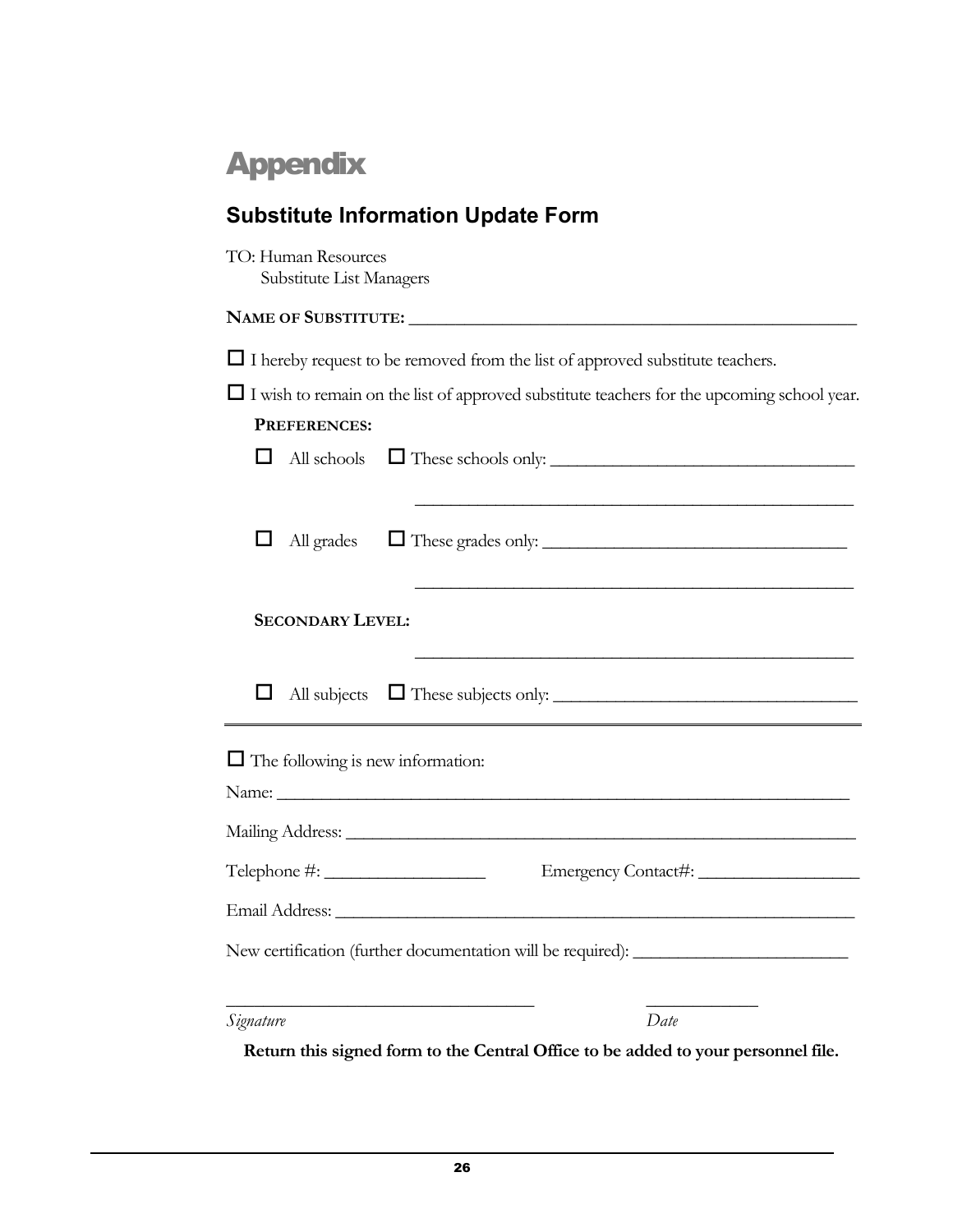# Appendix

## Substitute Information Update Form

TO: Human Resources
Substitute List Managers

**NAME OF SUBSTITUTE:** ____________________________________________________

☐ I hereby request to be removed from the list of approved substitute teachers.

☐ I wish to remain on the list of approved substitute teachers for the upcoming school year.

**PREFERENCES:**

☐ All schools ☐ These schools only: ________________________________

________________________________________________

☐ All grades ☐ These grades only: ________________________________

________________________________________________

**SECONDARY LEVEL:**

________________________________________________

☐ All subjects ☐ These subjects only: ________________________________

---

☐ The following is new information:

Name: ________________________________________________________________

Mailing Address: ________________________________________________________

Telephone #: __________________ Emergency Contact#: __________________

Email Address: __________________________________________________________

New certification (further documentation will be required): ________________________

___________________________________ ____________

*Signature* *Date*

**Return this signed form to the Central Office to be added to your personnel file.**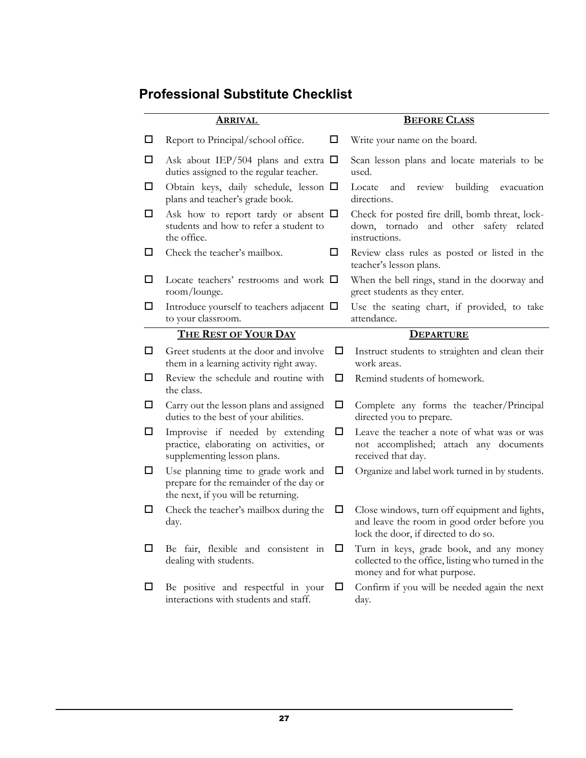## Professional Substitute Checklist

| **Arrival** | **Before Class** |
|---|---|
| ☐ Report to Principal/school office. | ☐ Write your name on the board. |
| ☐ Ask about IEP/504 plans and extra duties assigned to the regular teacher. | ☐ Scan lesson plans and locate materials to be used. |
| ☐ Obtain keys, daily schedule, lesson plans and teacher's grade book. | ☐ Locate and review building evacuation directions. |
| ☐ Ask how to report tardy or absent students and how to refer a student to the office. | ☐ Check for posted fire drill, bomb threat, lock-down, tornado and other safety related instructions. |
| ☐ Check the teacher's mailbox. | ☐ Review class rules as posted or listed in the teacher's lesson plans. |
| ☐ Locate teachers' restrooms and work room/lounge. | ☐ When the bell rings, stand in the doorway and greet students as they enter. |
| ☐ Introduce yourself to teachers adjacent to your classroom. | ☐ Use the seating chart, if provided, to take attendance. |

| **The Rest of Your Day** | **Departure** |
|---|---|
| ☐ Greet students at the door and involve them in a learning activity right away. | ☐ Instruct students to straighten and clean their work areas. |
| ☐ Review the schedule and routine with the class. | ☐ Remind students of homework. |
| ☐ Carry out the lesson plans and assigned duties to the best of your abilities. | ☐ Complete any forms the teacher/Principal directed you to prepare. |
| ☐ Improvise if needed by extending practice, elaborating on activities, or supplementing lesson plans. | ☐ Leave the teacher a note of what was or was not accomplished; attach any documents received that day. |
| ☐ Use planning time to grade work and prepare for the remainder of the day or the next, if you will be returning. | ☐ Organize and label work turned in by students. |
| ☐ Check the teacher's mailbox during the day. | ☐ Close windows, turn off equipment and lights, and leave the room in good order before you lock the door, if directed to do so. |
| ☐ Be fair, flexible and consistent in dealing with students. | ☐ Turn in keys, grade book, and any money collected to the office, listing who turned in the money and for what purpose. |
| ☐ Be positive and respectful in your interactions with students and staff. | ☐ Confirm if you will be needed again the next day. |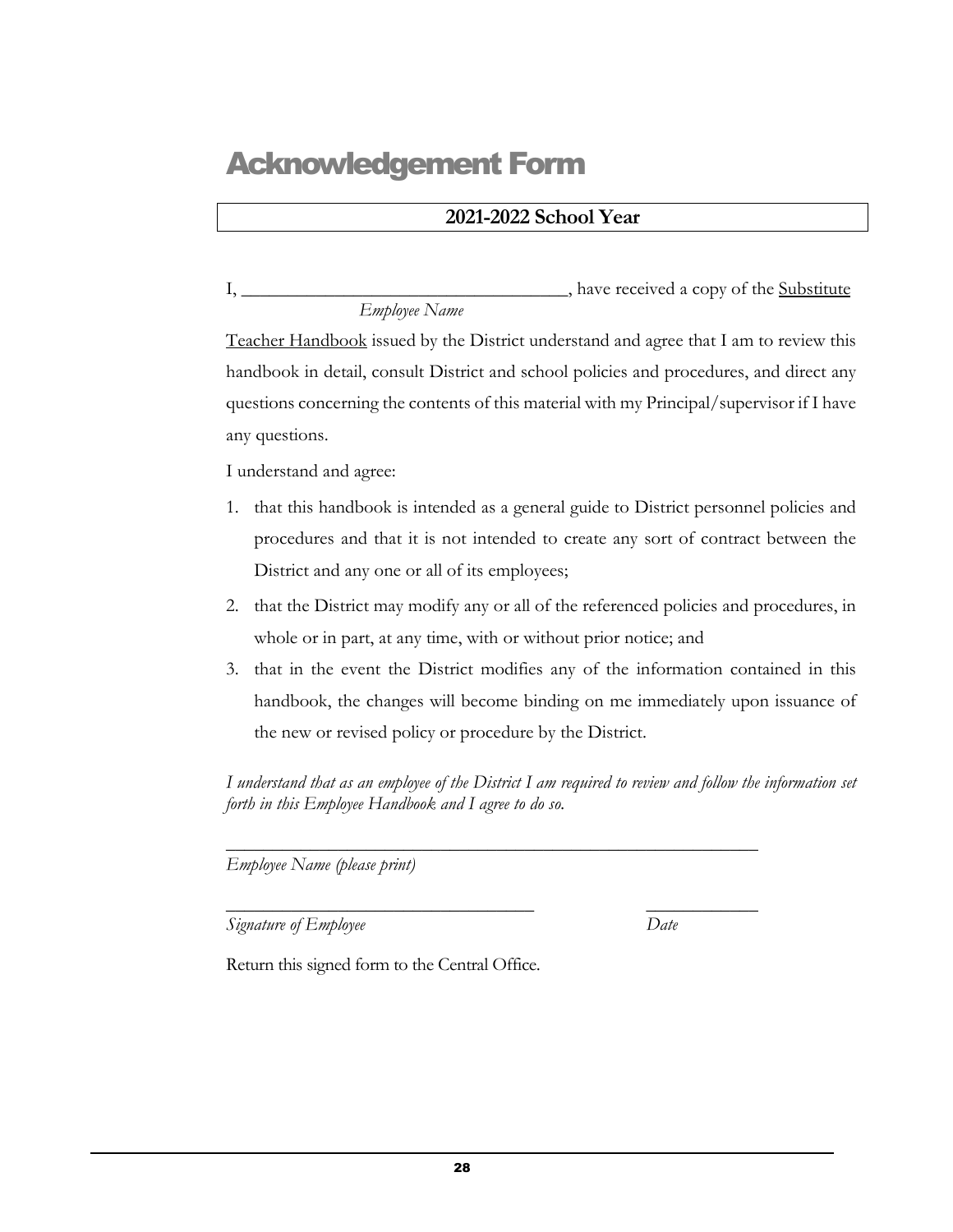# Acknowledgement Form

**2021-2022 School Year**

I, ___________________________________, have received a copy of the Substitute
*Employee Name*

Teacher Handbook issued by the District understand and agree that I am to review this handbook in detail, consult District and school policies and procedures, and direct any questions concerning the contents of this material with my Principal/supervisor if I have any questions.

I understand and agree:

1. that this handbook is intended as a general guide to District personnel policies and procedures and that it is not intended to create any sort of contract between the District and any one or all of its employees;
2. that the District may modify any or all of the referenced policies and procedures, in whole or in part, at any time, with or without prior notice; and
3. that in the event the District modifies any of the information contained in this handbook, the changes will become binding on me immediately upon issuance of the new or revised policy or procedure by the District.

*I understand that as an employee of the District I am required to review and follow the information set forth in this Employee Handbook and I agree to do so.*

___________________________________________________________
*Employee Name (please print)*

___________________________________ ____________
*Signature of Employee* *Date*

Return this signed form to the Central Office.